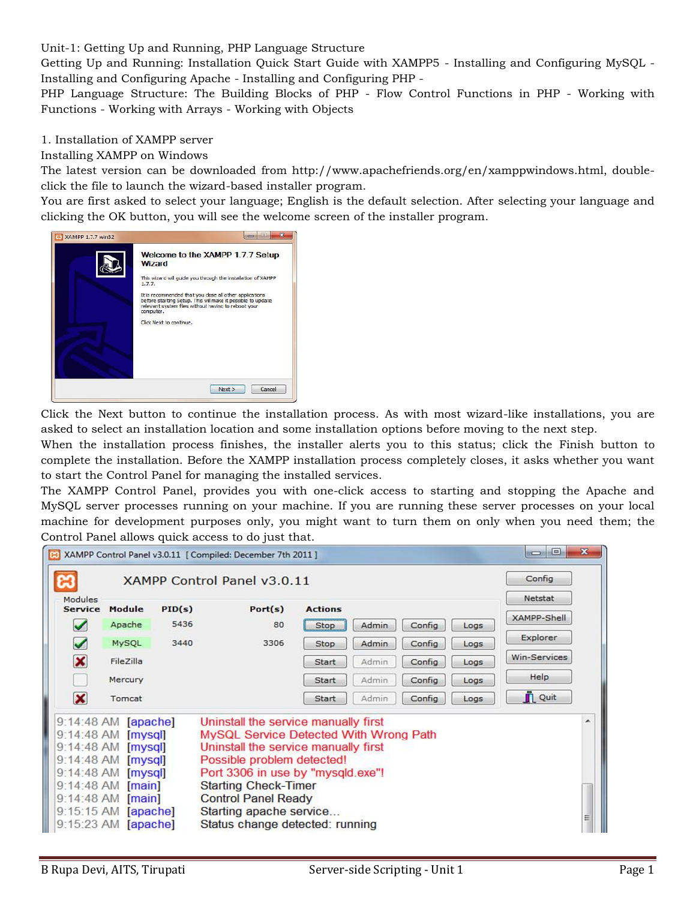Unit-1: Getting Up and Running, PHP Language Structure

Getting Up and Running: Installation Quick Start Guide with XAMPP5 - Installing and Configuring MySQL - Installing and Configuring Apache - Installing and Configuring PHP -

PHP Language Structure: The Building Blocks of PHP - Flow Control Functions in PHP - Working with Functions - Working with Arrays - Working with Objects

1. Installation of XAMPP server

Installing XAMPP on Windows

The latest version can be downloaded from http://www.apachefriends.org/en/xamppwindows.html, double-click the file to launch the wizard-based installer program.

You are first asked to select your language; English is the default selection. After selecting your language and clicking the OK button, you will see the welcome screen of the installer program.

Click the Next button to continue the installation process. As with most wizard-like installations, you are asked to select an installation location and some installation options before moving to the next step.

When the installation process finishes, the installer alerts you to this status; click the Finish button to complete the installation. Before the XAMPP installation process completely closes, it asks whether you want to start the Control Panel for managing the installed services.

The XAMPP Control Panel, provides you with one-click access to starting and stopping the Apache and MySQL server processes running on your machine. If you are running these server processes on your local machine for development purposes only, you might want to turn them on only when you need them; the Control Panel allows quick access to do just that.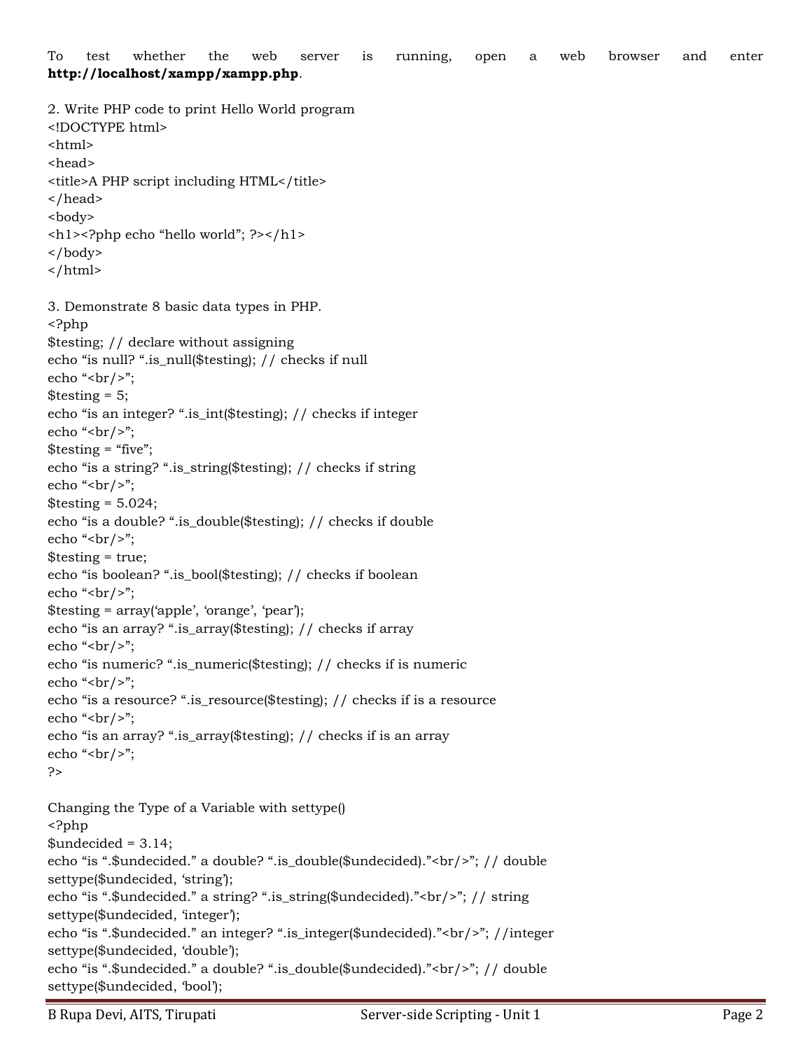To test whether the web server is running, open a web browser and enter **http://localhost/xampp/xampp.php**.

2. Write PHP code to print Hello World program

```
<!DOCTYPE html>
<html>
<head>
<title>A PHP script including HTML</title>
</head>
<body>
<h1><?php echo “hello world”; ?></h1>
</body>
</html>
```

3. Demonstrate 8 basic data types in PHP.

```
<?php
$testing; // declare without assigning
echo “is null? “.is_null($testing); // checks if null
echo “<br/>”;
$testing = 5;
echo “is an integer? “.is_int($testing); // checks if integer
echo “<br/>”;
$testing = “five”;
echo “is a string? “.is_string($testing); // checks if string
echo “<br/>”;
$testing = 5.024;
echo “is a double? “.is_double($testing); // checks if double
echo “<br/>”;
$testing = true;
echo “is boolean? “.is_bool($testing); // checks if boolean
echo “<br/>”;
$testing = array(‘apple’, ‘orange’, ‘pear’);
echo “is an array? “.is_array($testing); // checks if array
echo “<br/>”;
echo “is numeric? “.is_numeric($testing); // checks if is numeric
echo “<br/>”;
echo “is a resource? “.is_resource($testing); // checks if is a resource
echo “<br/>”;
echo “is an array? “.is_array($testing); // checks if is an array
echo “<br/>”;
?>
```

Changing the Type of a Variable with settype()

```
<?php
$undecided = 3.14;
echo “is “.$undecided.” a double? “.is_double($undecided).”<br/>”; // double
settype($undecided, ‘string’);
echo “is “.$undecided.” a string? “.is_string($undecided).”<br/>”; // string
settype($undecided, ‘integer’);
echo “is “.$undecided.” an integer? “.is_integer($undecided).”<br/>”; //integer
settype($undecided, ‘double’);
echo “is “.$undecided.” a double? “.is_double($undecided).”<br/>”; // double
settype($undecided, ‘bool’);
```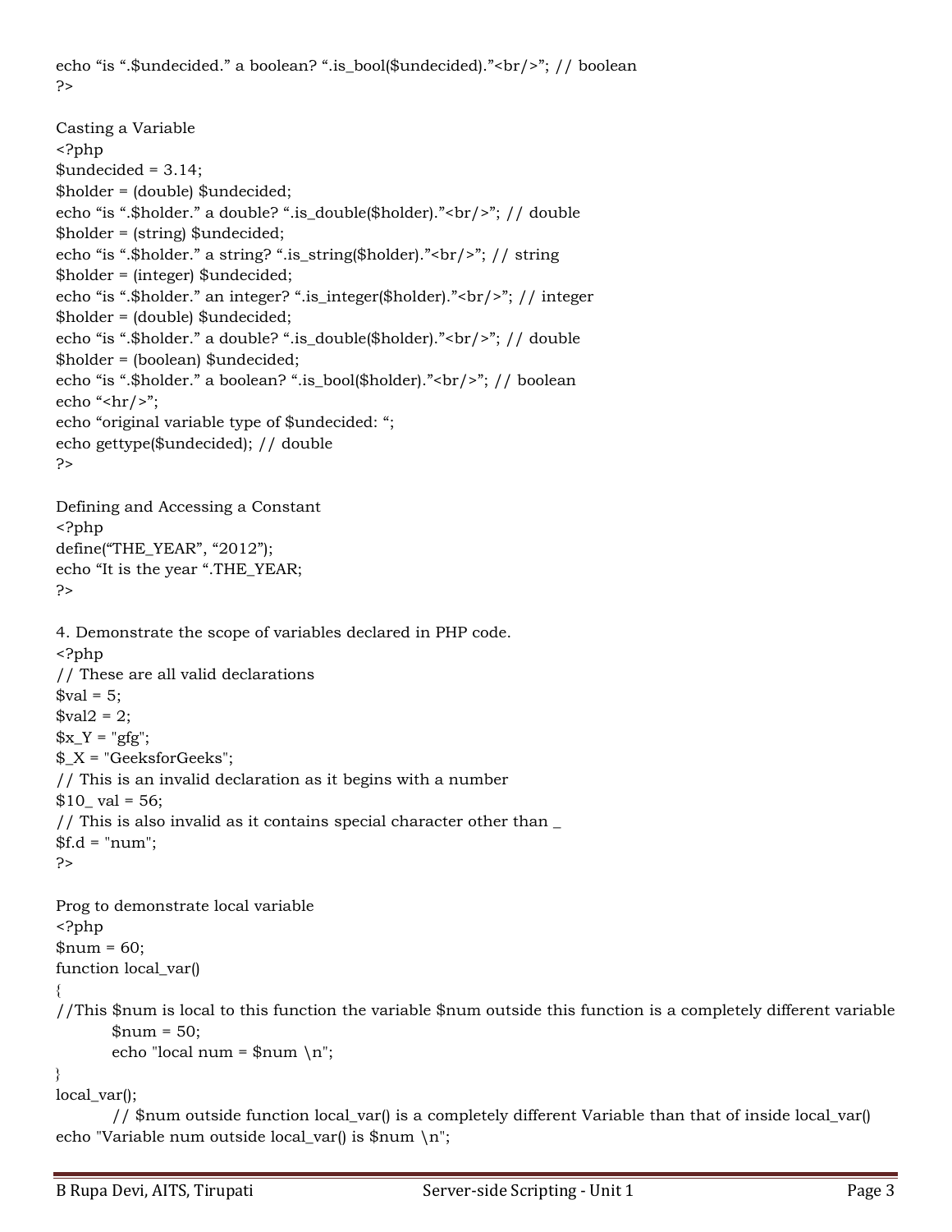```
echo "is ".$undecided." a boolean? ".is_bool($undecided)."<br/>"; // boolean
?>
```

Casting a Variable

```
<?php
$undecided = 3.14;
$holder = (double) $undecided;
echo "is ".$holder." a double? ".is_double($holder)."<br/>"; // double
$holder = (string) $undecided;
echo "is ".$holder." a string? ".is_string($holder)."<br/>"; // string
$holder = (integer) $undecided;
echo "is ".$holder." an integer? ".is_integer($holder)."<br/>"; // integer
$holder = (double) $undecided;
echo "is ".$holder." a double? ".is_double($holder)."<br/>"; // double
$holder = (boolean) $undecided;
echo "is ".$holder." a boolean? ".is_bool($holder)."<br/>"; // boolean
echo "<hr/>";
echo "original variable type of $undecided: ";
echo gettype($undecided); // double
?>
```

Defining and Accessing a Constant

```
<?php
define("THE_YEAR", "2012");
echo "It is the year ".THE_YEAR;
?>
```

4. Demonstrate the scope of variables declared in PHP code.

```
<?php
// These are all valid declarations
$val = 5;
$val2 = 2;
$x_Y = "gfg";
$_X = "GeeksforGeeks";
// This is an invalid declaration as it begins with a number
$10_ val = 56;
// This is also invalid as it contains special character other than _
$f.d = "num";
?>
```

Prog to demonstrate local variable

```
<?php
$num = 60;
function local_var()
{
//This $num is local to this function the variable $num outside this function is a completely different variable
        $num = 50;
        echo "local num = $num \n";
}
local_var();
        // $num outside function local_var() is a completely different Variable than that of inside local_var()
echo "Variable num outside local_var() is $num \n";
```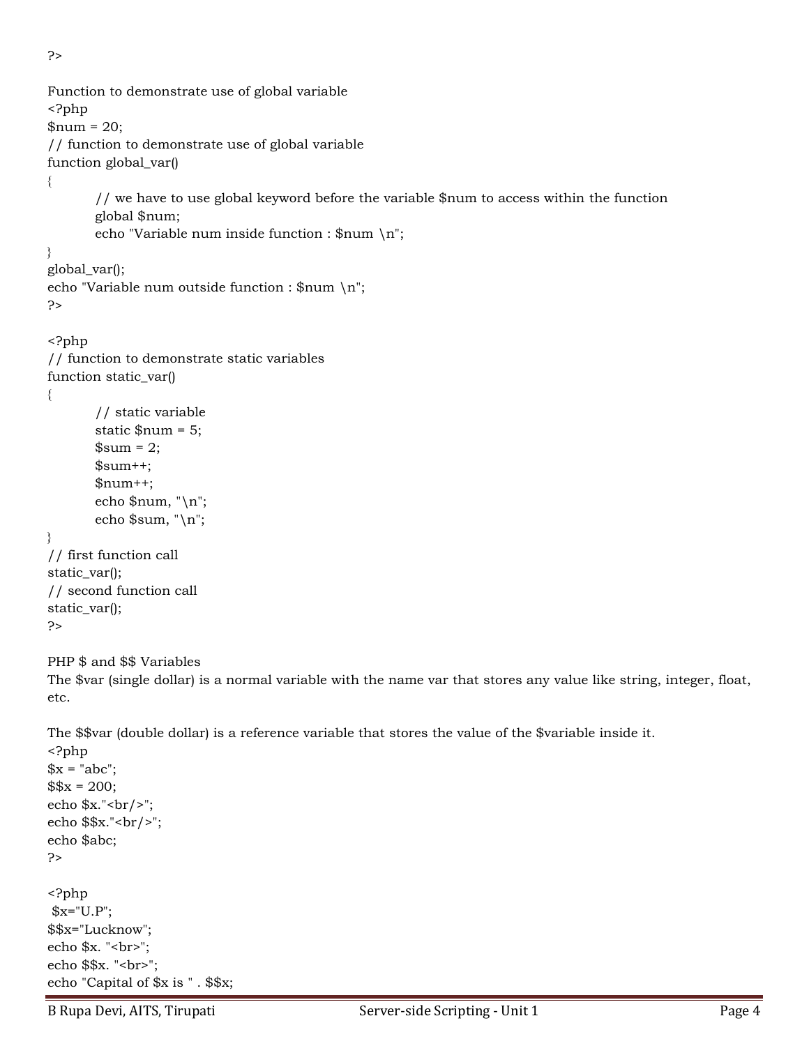```php
?>
```

Function to demonstrate use of global variable

```php
<?php
$num = 20;
// function to demonstrate use of global variable
function global_var()
{
	// we have to use global keyword before the variable $num to access within the function
	global $num;
	echo "Variable num inside function : $num \n";
}
global_var();
echo "Variable num outside function : $num \n";
?>
```

```php
<?php
// function to demonstrate static variables
function static_var()
{
	// static variable
	static $num = 5;
	$sum = 2;
	$sum++;
	$num++;
	echo $num, "\n";
	echo $sum, "\n";
}
// first function call
static_var();
// second function call
static_var();
?>
```

PHP $ and $$ Variables

The $var (single dollar) is a normal variable with the name var that stores any value like string, integer, float, etc.

The $$var (double dollar) is a reference variable that stores the value of the $variable inside it.

```php
<?php
$x = "abc";
$$x = 200;
echo $x."<br/>";
echo $$x."<br/>";
echo $abc;
?>
```

```php
<?php
 $x="U.P";
$$x="Lucknow";
echo $x. "<br>";
echo $$x. "<br>";
echo "Capital of $x is " . $$x;
```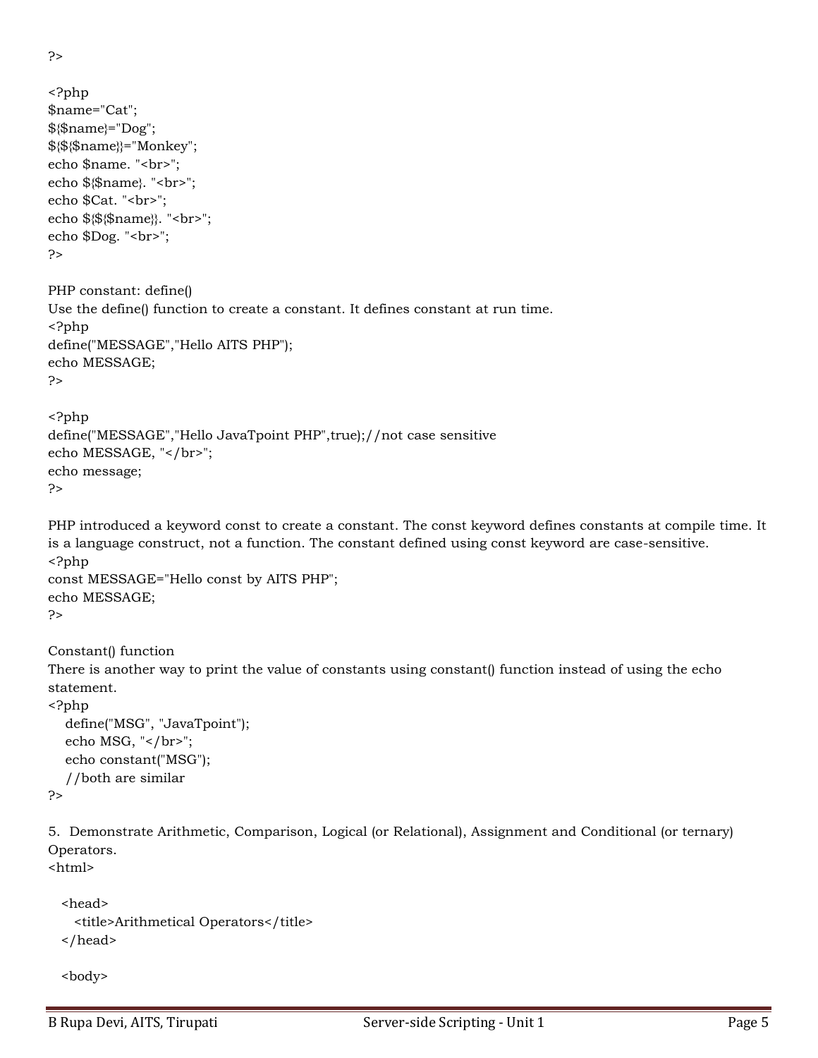```
?>
```

```
<?php
$name="Cat";
${$name}="Dog";
${${$name}}="Monkey";
echo $name. "<br>";
echo ${$name}. "<br>";
echo $Cat. "<br>";
echo ${${$name}}. "<br>";
echo $Dog. "<br>";
?>
```

PHP constant: define()

Use the define() function to create a constant. It defines constant at run time.

```
<?php
define("MESSAGE","Hello AITS PHP");
echo MESSAGE;
?>
```

```
<?php
define("MESSAGE","Hello JavaTpoint PHP",true);//not case sensitive
echo MESSAGE, "</br>";
echo message;
?>
```

PHP introduced a keyword const to create a constant. The const keyword defines constants at compile time. It is a language construct, not a function. The constant defined using const keyword are case-sensitive.

```
<?php
const MESSAGE="Hello const by AITS PHP";
echo MESSAGE;
?>
```

Constant() function

There is another way to print the value of constants using constant() function instead of using the echo statement.

```
<?php
    define("MSG", "JavaTpoint");
    echo MSG, "</br>";
    echo constant("MSG");
    //both are similar
?>
```

5. Demonstrate Arithmetic, Comparison, Logical (or Relational), Assignment and Conditional (or ternary) Operators.

```
<html>

   <head>
      <title>Arithmetical Operators</title>
   </head>

   <body>
```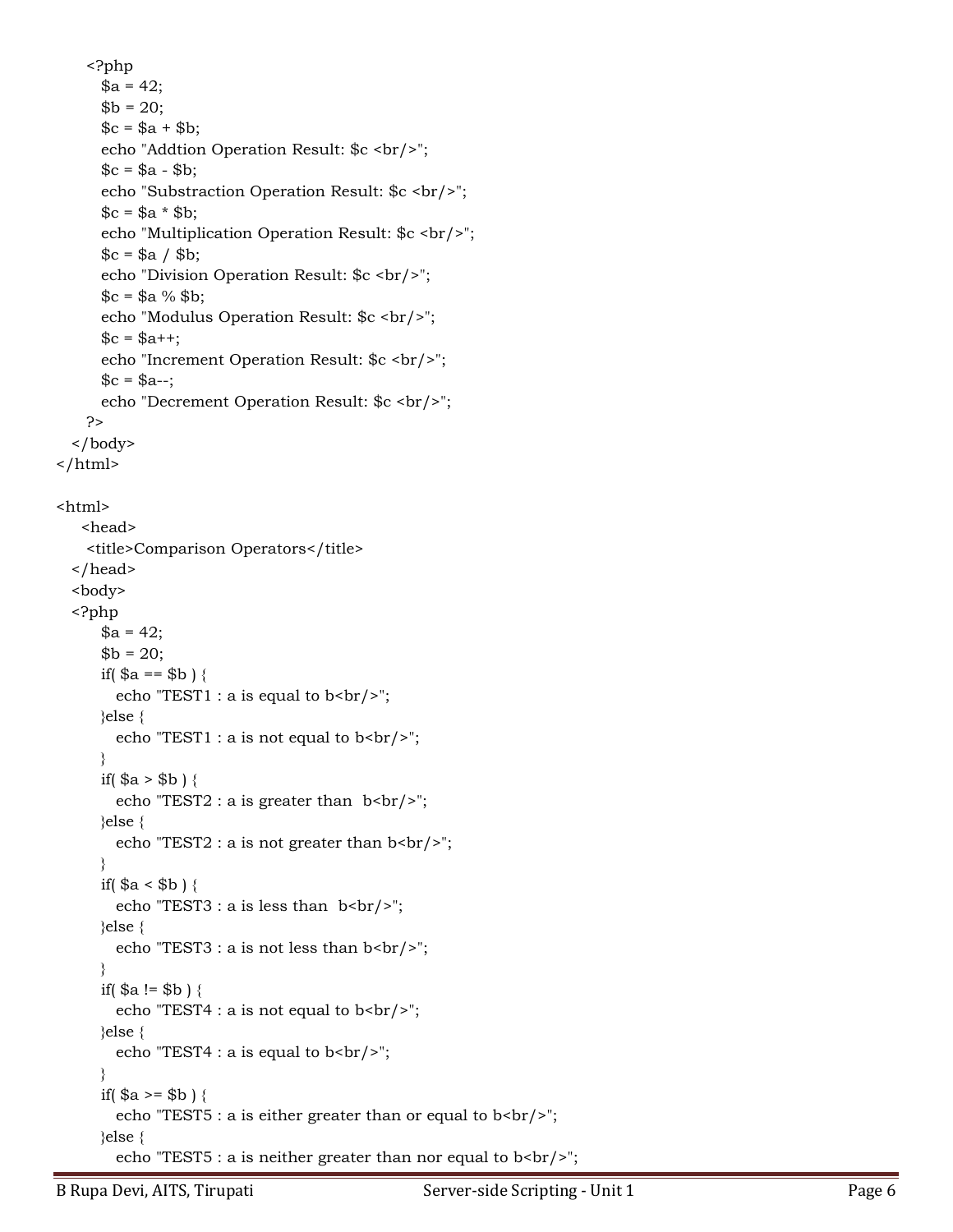```php
    <?php
        $a = 42;
        $b = 20;
        $c = $a + $b;
        echo "Addtion Operation Result: $c <br/>";
        $c = $a - $b;
        echo "Substraction Operation Result: $c <br/>";
        $c = $a * $b;
        echo "Multiplication Operation Result: $c <br/>";
        $c = $a / $b;
        echo "Division Operation Result: $c <br/>";
        $c = $a % $b;
        echo "Modulus Operation Result: $c <br/>";
        $c = $a++;
        echo "Increment Operation Result: $c <br/>";
        $c = $a--;
        echo "Decrement Operation Result: $c <br/>";
    ?>
  </body>
</html>
```

```php
<html>
    <head>
     <title>Comparison Operators</title>
  </head>
  <body>
  <?php
        $a = 42;
        $b = 20;
        if( $a == $b ) {
          echo "TEST1 : a is equal to b<br/>";
        }else {
          echo "TEST1 : a is not equal to b<br/>";
        }
        if( $a > $b ) {
          echo "TEST2 : a is greater than  b<br/>";
        }else {
          echo "TEST2 : a is not greater than b<br/>";
        }
        if( $a < $b ) {
          echo "TEST3 : a is less than  b<br/>";
        }else {
          echo "TEST3 : a is not less than b<br/>";
        }
        if( $a != $b ) {
          echo "TEST4 : a is not equal to b<br/>";
        }else {
          echo "TEST4 : a is equal to b<br/>";
        }
        if( $a >= $b ) {
          echo "TEST5 : a is either greater than or equal to b<br/>";
        }else {
          echo "TEST5 : a is neither greater than nor equal to b<br/>";
```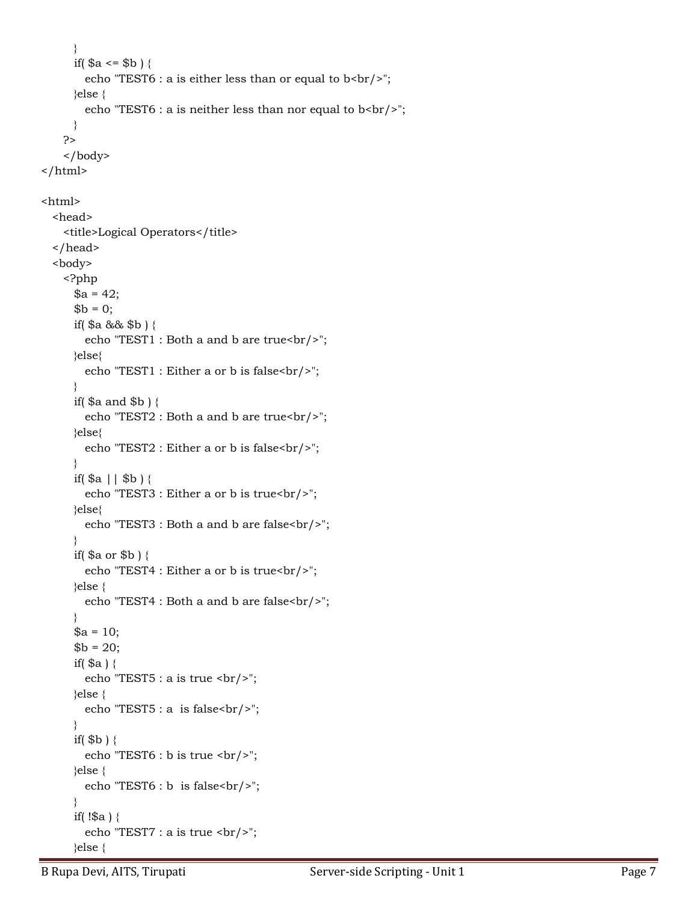```
        }
        if( $a <= $b ) {
           echo "TEST6 : a is either less than or equal to b<br/>";
        }else {
           echo "TEST6 : a is neither less than nor equal to b<br/>";
        }
      ?>
      </body>
</html>

<html>
   <head>
      <title>Logical Operators</title>
   </head>
   <body>
      <?php
        $a = 42;
        $b = 0;
        if( $a && $b ) {
           echo "TEST1 : Both a and b are true<br/>";
        }else{
           echo "TEST1 : Either a or b is false<br/>";
        }
        if( $a and $b ) {
           echo "TEST2 : Both a and b are true<br/>";
        }else{
           echo "TEST2 : Either a or b is false<br/>";
        }
        if( $a || $b ) {
           echo "TEST3 : Either a or b is true<br/>";
        }else{
           echo "TEST3 : Both a and b are false<br/>";
        }
        if( $a or $b ) {
           echo "TEST4 : Either a or b is true<br/>";
        }else {
           echo "TEST4 : Both a and b are false<br/>";
        }
        $a = 10;
        $b = 20;
        if( $a ) {
           echo "TEST5 : a is true <br/>";
        }else {
           echo "TEST5 : a  is false<br/>";
        }
        if( $b ) {
           echo "TEST6 : b is true <br/>";
        }else {
           echo "TEST6 : b  is false<br/>";
        }
        if( !$a ) {
           echo "TEST7 : a is true <br/>";
        }else {
```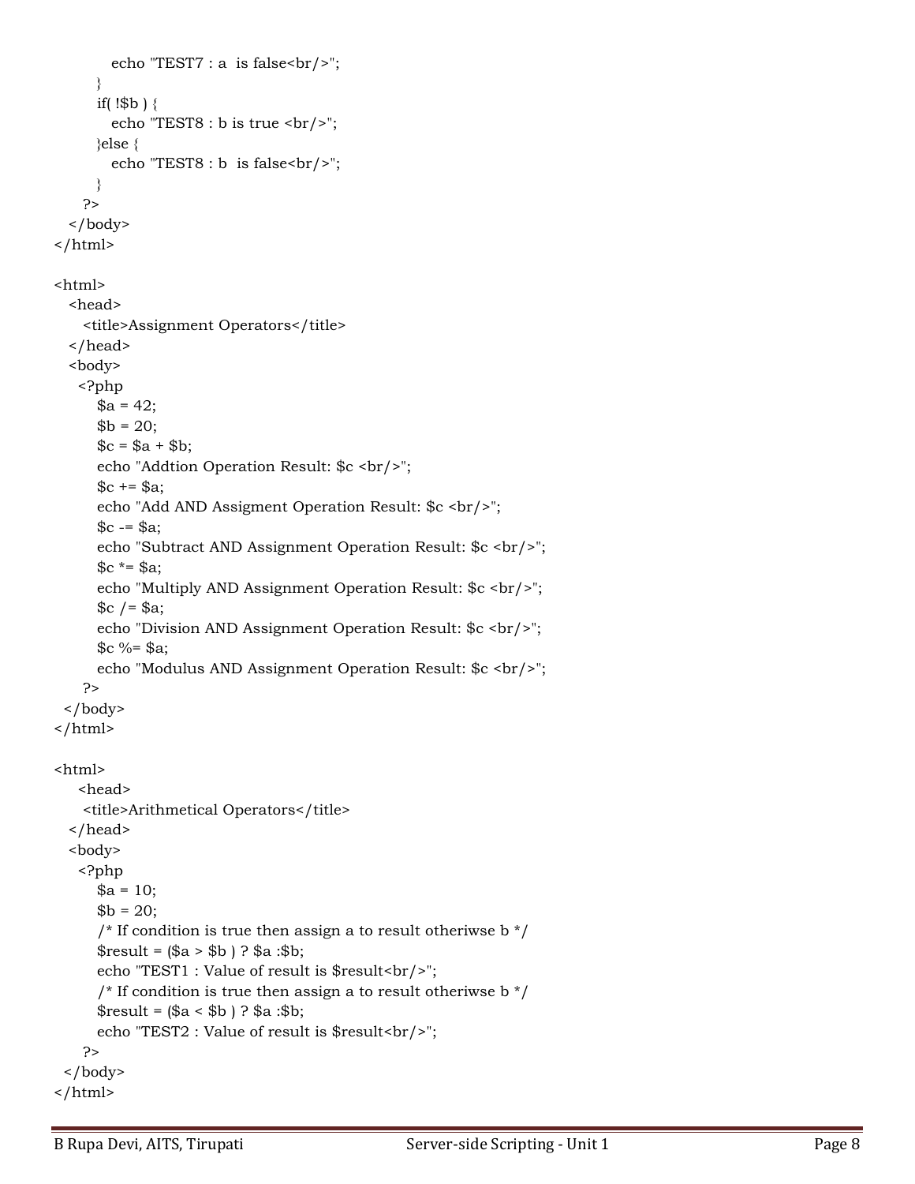```
            echo "TEST7 : a  is false<br/>";
         }
         if( !$b ) {
            echo "TEST8 : b is true <br/>";
         }else {
            echo "TEST8 : b  is false<br/>";
         }
      ?>
   </body>
</html>
```

```
<html>
   <head>
      <title>Assignment Operators</title>
   </head>
   <body>
     <?php
         $a = 42;
         $b = 20;
         $c = $a + $b;
         echo "Addtion Operation Result: $c <br/>";
         $c += $a;
         echo "Add AND Assigment Operation Result: $c <br/>";
         $c -= $a;
         echo "Subtract AND Assignment Operation Result: $c <br/>";
         $c *= $a;
         echo "Multiply AND Assignment Operation Result: $c <br/>";
         $c /= $a;
         echo "Division AND Assignment Operation Result: $c <br/>";
         $c %= $a;
         echo "Modulus AND Assignment Operation Result: $c <br/>";
      ?>
  </body>
</html>
```

```
<html>
     <head>
      <title>Arithmetical Operators</title>
   </head>
   <body>
     <?php
         $a = 10;
         $b = 20;
         /* If condition is true then assign a to result otheriwse b */
         $result = ($a > $b ) ? $a :$b;
         echo "TEST1 : Value of result is $result<br/>";
         /* If condition is true then assign a to result otheriwse b */
         $result = ($a < $b ) ? $a :$b;
         echo "TEST2 : Value of result is $result<br/>";
      ?>
  </body>
</html>
```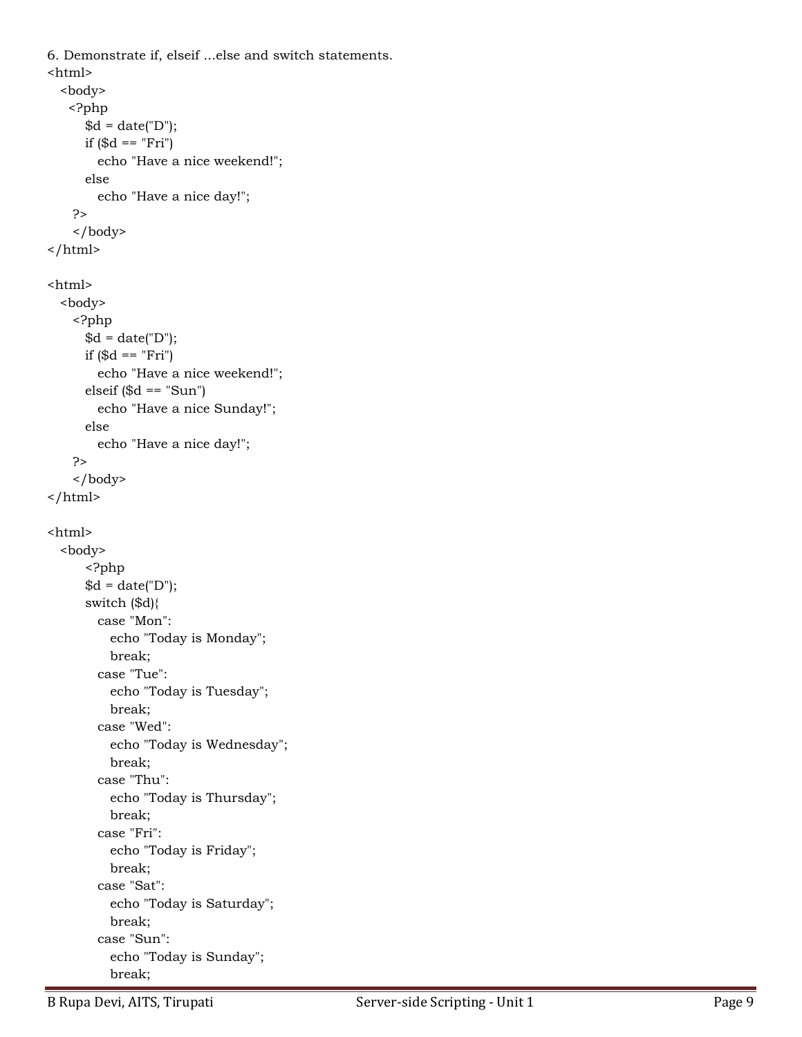6. Demonstrate if, elseif ...else and switch statements.

```
<html>
   <body>
     <?php
         $d = date("D");
         if ($d == "Fri")
            echo "Have a nice weekend!";
         else
            echo "Have a nice day!";
      ?>
      </body>
</html>

<html>
   <body>
      <?php
         $d = date("D");
         if ($d == "Fri")
            echo "Have a nice weekend!";
         elseif ($d == "Sun")
            echo "Have a nice Sunday!";
         else
            echo "Have a nice day!";
      ?>
      </body>
</html>

<html>
   <body>
         <?php
         $d = date("D");
         switch ($d){
            case "Mon":
               echo "Today is Monday";
               break;
            case "Tue":
               echo "Today is Tuesday";
               break;
            case "Wed":
               echo "Today is Wednesday";
               break;
            case "Thu":
               echo "Today is Thursday";
               break;
            case "Fri":
               echo "Today is Friday";
               break;
            case "Sat":
               echo "Today is Saturday";
               break;
            case "Sun":
               echo "Today is Sunday";
               break;
```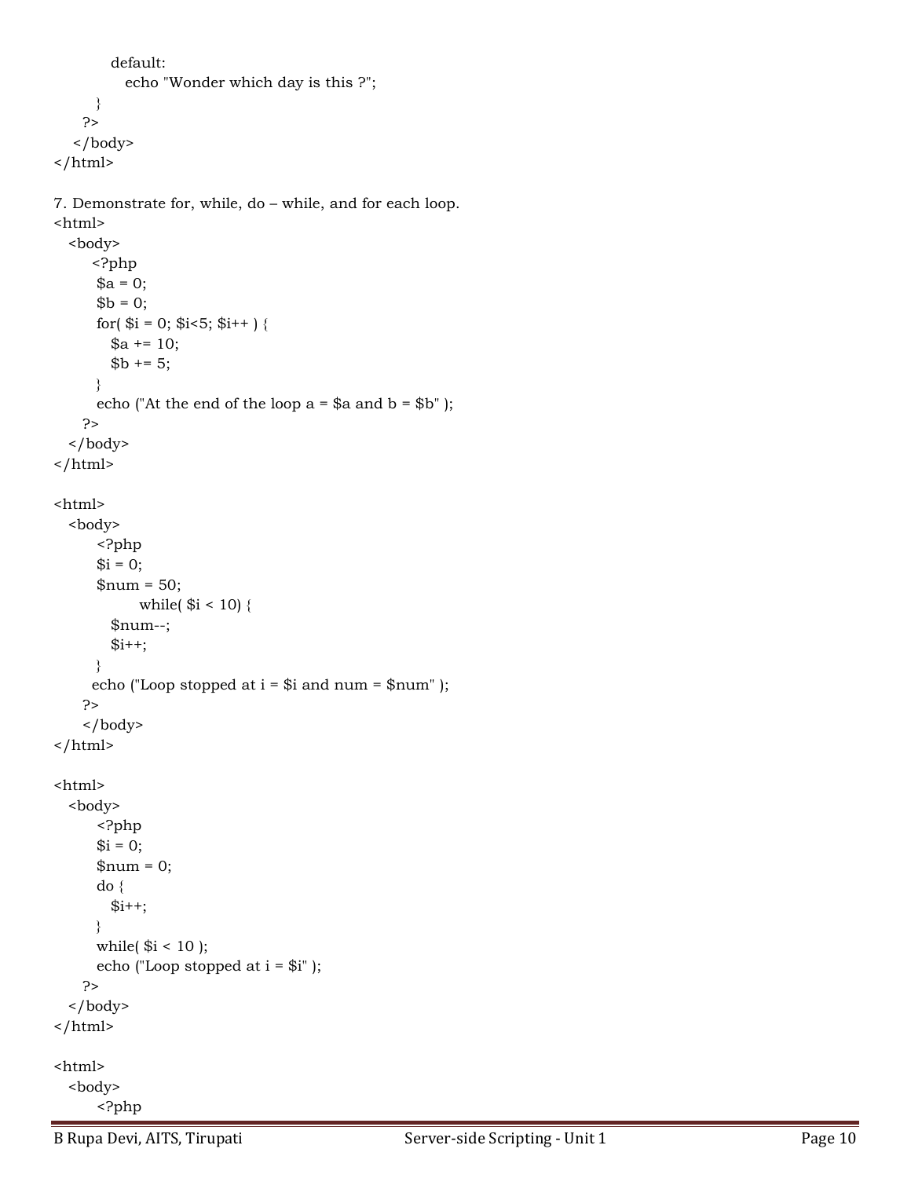```
            default:
               echo "Wonder which day is this ?";
         }
      ?>
   </body>
</html>
```

7. Demonstrate for, while, do – while, and for each loop.

```
<html>
   <body>
       <?php
        $a = 0;
        $b = 0;
        for( $i = 0; $i<5; $i++ ) {
           $a += 10;
           $b += 5;
        }
        echo ("At the end of the loop a = $a and b = $b" );
      ?>
   </body>
</html>
```

```
<html>
   <body>
        <?php
        $i = 0;
        $num = 50;
              while( $i < 10) {
           $num--;
           $i++;
        }
       echo ("Loop stopped at i = $i and num = $num" );
      ?>
      </body>
</html>
```

```
<html>
   <body>
        <?php
        $i = 0;
        $num = 0;
        do {
           $i++;
        }
        while( $i < 10 );
        echo ("Loop stopped at i = $i" );
      ?>
   </body>
</html>
```

```
<html>
   <body>
        <?php
```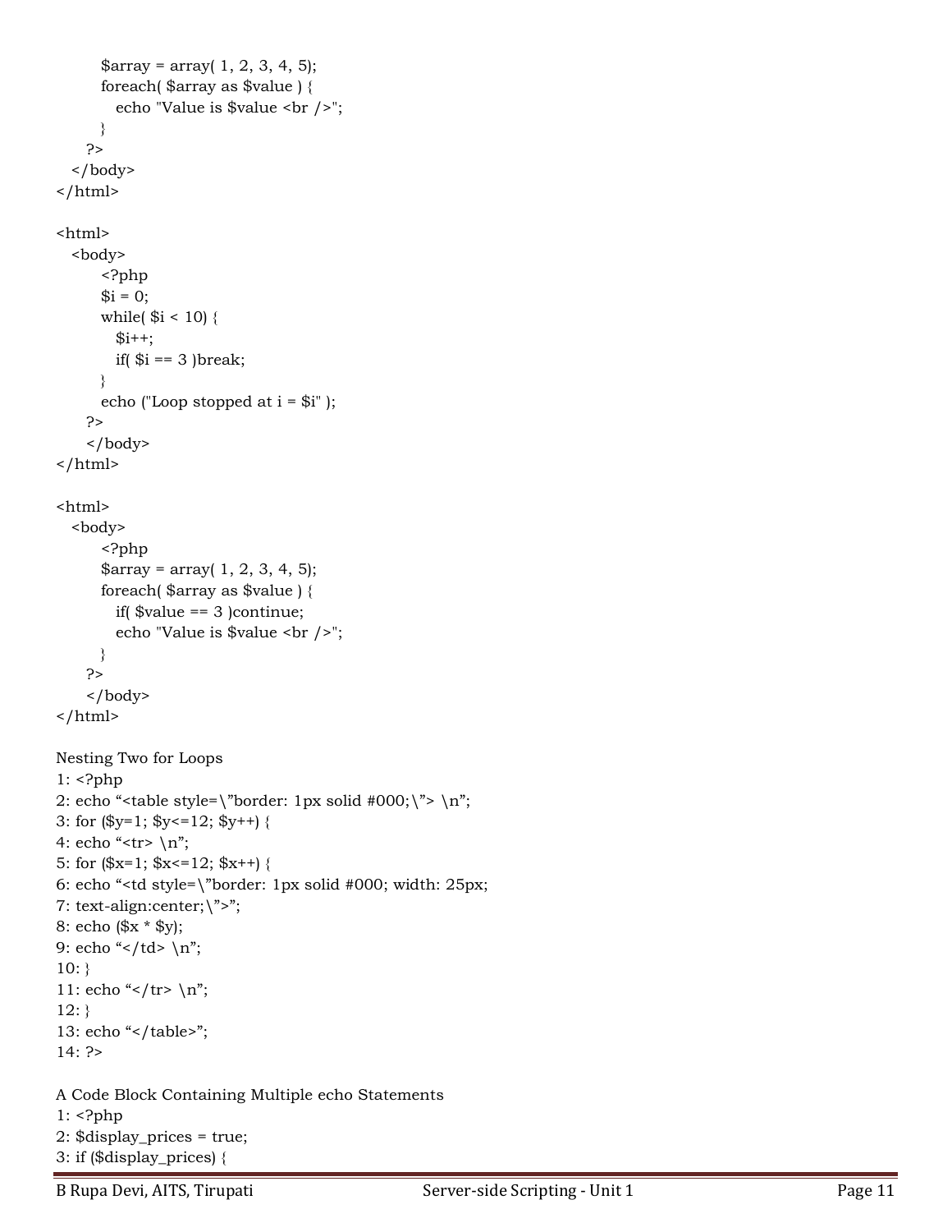```
        $array = array( 1, 2, 3, 4, 5);
        foreach( $array as $value ) {
           echo "Value is $value <br />";
        }
     ?>
  </body>
</html>
```

```
<html>
  <body>
        <?php
        $i = 0;
        while( $i < 10) {
           $i++;
           if( $i == 3 )break;
        }
        echo ("Loop stopped at i = $i" );
     ?>
     </body>
</html>
```

```
<html>
  <body>
        <?php
        $array = array( 1, 2, 3, 4, 5);
        foreach( $array as $value ) {
           if( $value == 3 )continue;
           echo "Value is $value <br />";
        }
     ?>
     </body>
</html>
```

Nesting Two for Loops

```
1: <?php
2: echo "<table style=\"border: 1px solid #000;\"> \n";
3: for ($y=1; $y<=12; $y++) {
4: echo "<tr> \n";
5: for ($x=1; $x<=12; $x++) {
6: echo "<td style=\"border: 1px solid #000; width: 25px;
7: text-align:center;\">";
8: echo ($x * $y);
9: echo "</td> \n";
10: }
11: echo "</tr> \n";
12: }
13: echo "</table>";
14: ?>
```

A Code Block Containing Multiple echo Statements

```
1: <?php
2: $display_prices = true;
3: if ($display_prices) {
```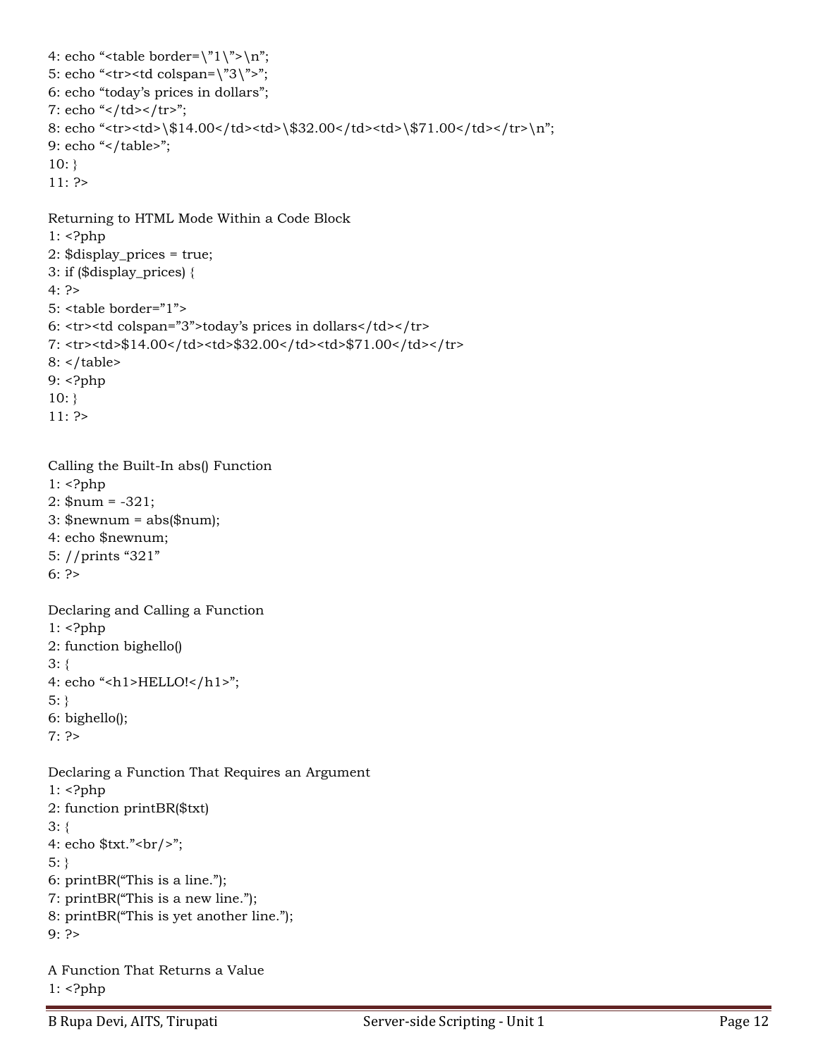```
4: echo "<table border=\"1\">\n";
5: echo "<tr><td colspan=\"3\">";
6: echo "today's prices in dollars";
7: echo "</td></tr>";
8: echo "<tr><td>\$14.00</td><td>\$32.00</td><td>\$71.00</td></tr>\n";
9: echo "</table>";
10: }
11: ?>
```

Returning to HTML Mode Within a Code Block

```
1: <?php
2: $display_prices = true;
3: if ($display_prices) {
4: ?>
5: <table border="1">
6: <tr><td colspan="3">today's prices in dollars</td></tr>
7: <tr><td>$14.00</td><td>$32.00</td><td>$71.00</td></tr>
8: </table>
9: <?php
10: }
11: ?>
```

Calling the Built-In abs() Function

```
1: <?php
2: $num = -321;
3: $newnum = abs($num);
4: echo $newnum;
5: //prints "321"
6: ?>
```

Declaring and Calling a Function

```
1: <?php
2: function bighello()
3: {
4: echo "<h1>HELLO!</h1>";
5: }
6: bighello();
7: ?>
```

Declaring a Function That Requires an Argument

```
1: <?php
2: function printBR($txt)
3: {
4: echo $txt."<br/>";
5: }
6: printBR("This is a line.");
7: printBR("This is a new line.");
8: printBR("This is yet another line.");
9: ?>
```

A Function That Returns a Value

```
1: <?php
```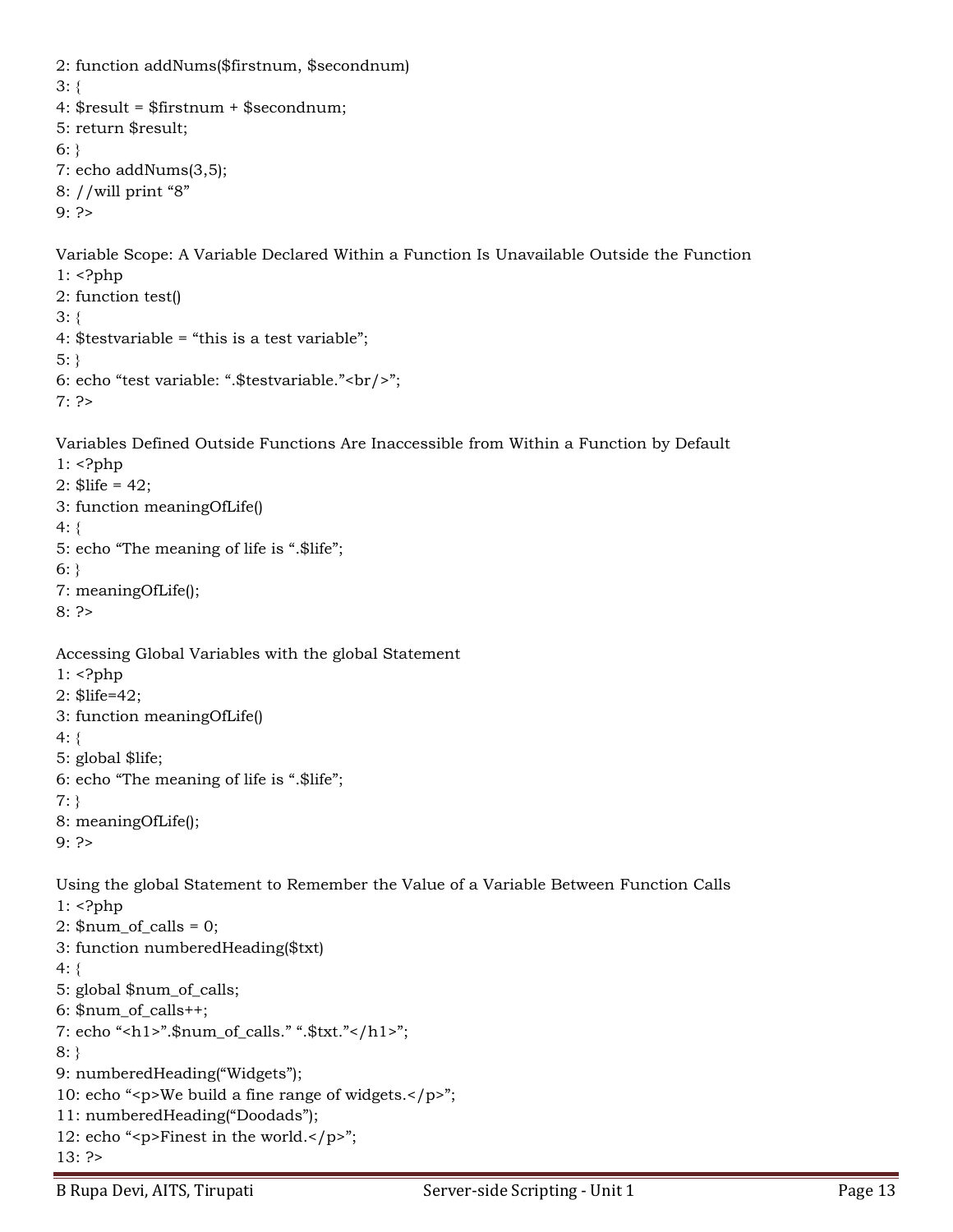```
2: function addNums($firstnum, $secondnum)
3: {
4: $result = $firstnum + $secondnum;
5: return $result;
6: }
7: echo addNums(3,5);
8: //will print "8"
9: ?>
```

Variable Scope: A Variable Declared Within a Function Is Unavailable Outside the Function

```
1: <?php
2: function test()
3: {
4: $testvariable = "this is a test variable";
5: }
6: echo "test variable: ".$testvariable."<br/>";
7: ?>
```

Variables Defined Outside Functions Are Inaccessible from Within a Function by Default

```
1: <?php
2: $life = 42;
3: function meaningOfLife()
4: {
5: echo "The meaning of life is ".$life";
6: }
7: meaningOfLife();
8: ?>
```

Accessing Global Variables with the global Statement

```
1: <?php
2: $life=42;
3: function meaningOfLife()
4: {
5: global $life;
6: echo "The meaning of life is ".$life";
7: }
8: meaningOfLife();
9: ?>
```

Using the global Statement to Remember the Value of a Variable Between Function Calls

```
1: <?php
2: $num_of_calls = 0;
3: function numberedHeading($txt)
4: {
5: global $num_of_calls;
6: $num_of_calls++;
7: echo "<h1>".$num_of_calls." ".$txt."</h1>";
8: }
9: numberedHeading("Widgets");
10: echo "<p>We build a fine range of widgets.</p>";
11: numberedHeading("Doodads");
12: echo "<p>Finest in the world.</p>";
13: ?>
```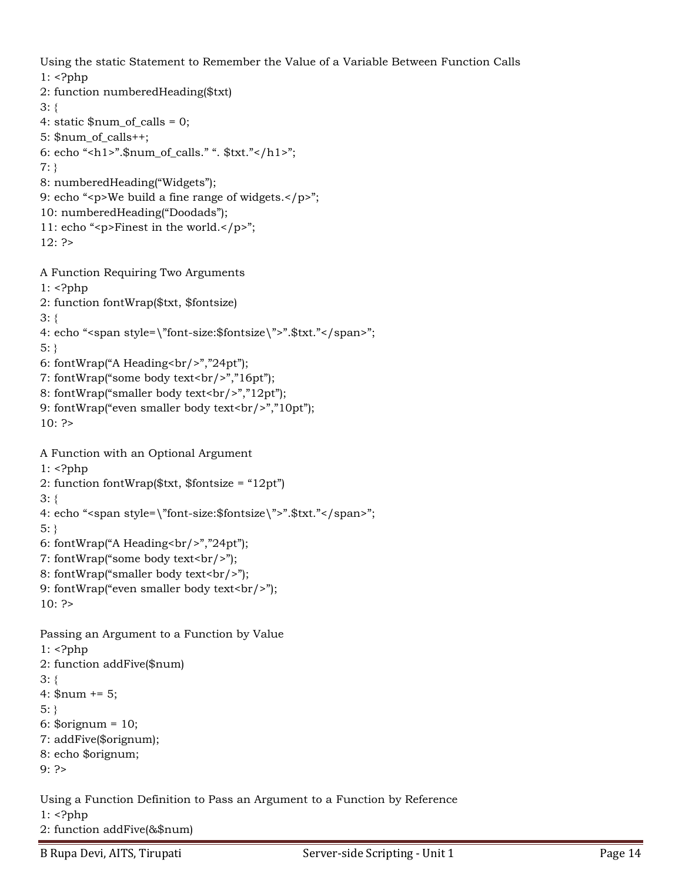Using the static Statement to Remember the Value of a Variable Between Function Calls

```
1: <?php
2: function numberedHeading($txt)
3: {
4: static $num_of_calls = 0;
5: $num_of_calls++;
6: echo “<h1>”.$num_of_calls.” “. $txt.”</h1>”;
7: }
8: numberedHeading(“Widgets”);
9: echo “<p>We build a fine range of widgets.</p>”;
10: numberedHeading(“Doodads”);
11: echo “<p>Finest in the world.</p>”;
12: ?>
```

A Function Requiring Two Arguments

```
1: <?php
2: function fontWrap($txt, $fontsize)
3: {
4: echo “<span style=\”font-size:$fontsize\”>”.$txt.”</span>”;
5: }
6: fontWrap(“A Heading<br/>”,”24pt”);
7: fontWrap(“some body text<br/>”,”16pt”);
8: fontWrap(“smaller body text<br/>”,”12pt”);
9: fontWrap(“even smaller body text<br/>”,”10pt”);
10: ?>
```

A Function with an Optional Argument

```
1: <?php
2: function fontWrap($txt, $fontsize = “12pt”)
3: {
4: echo “<span style=\”font-size:$fontsize\”>”.$txt.”</span>”;
5: }
6: fontWrap(“A Heading<br/>”,”24pt”);
7: fontWrap(“some body text<br/>”);
8: fontWrap(“smaller body text<br/>”);
9: fontWrap(“even smaller body text<br/>”);
10: ?>
```

Passing an Argument to a Function by Value

```
1: <?php
2: function addFive($num)
3: {
4: $num += 5;
5: }
6: $orignum = 10;
7: addFive($orignum);
8: echo $orignum;
9: ?>
```

Using a Function Definition to Pass an Argument to a Function by Reference

```
1: <?php
2: function addFive(&$num)
```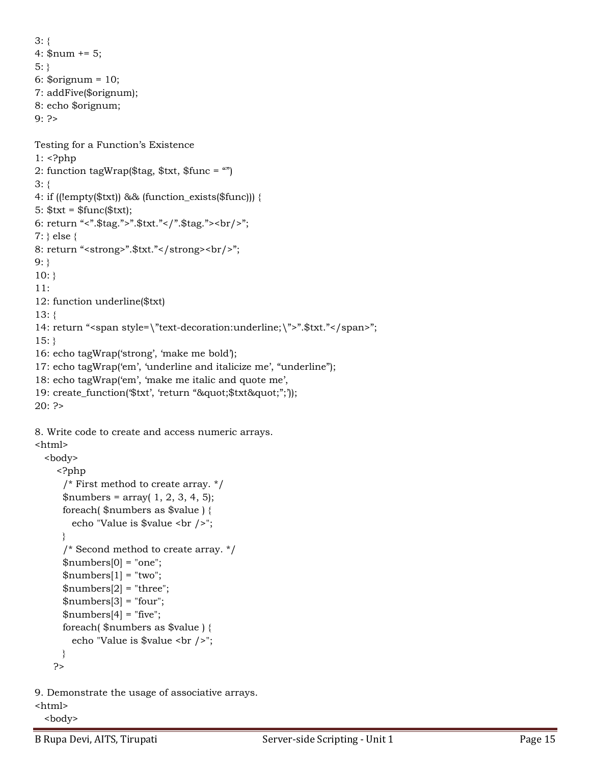```
3: {
4: $num += 5;
5: }
6: $orignum = 10;
7: addFive($orignum);
8: echo $orignum;
9: ?>
```

Testing for a Function's Existence

```
1: <?php
2: function tagWrap($tag, $txt, $func = "")
3: {
4: if ((!empty($txt)) && (function_exists($func))) {
5: $txt = $func($txt);
6: return "<".$tag.">".$txt."</".$tag."><br/>";
7: } else {
8: return "<strong>".$txt."</strong><br/>";
9: }
10: }
11:
12: function underline($txt)
13: {
14: return "<span style=\"text-decoration:underline;\">".$txt."</span>";
15: }
16: echo tagWrap('strong', 'make me bold');
17: echo tagWrap('em', 'underline and italicize me', "underline");
18: echo tagWrap('em', 'make me italic and quote me',
19: create_function('$txt', 'return "&quot;$txt&quot;";'));
20: ?>
```

8. Write code to create and access numeric arrays.

```
<html>
   <body>
      <?php
        /* First method to create array. */
        $numbers = array( 1, 2, 3, 4, 5);
        foreach( $numbers as $value ) {
           echo "Value is $value <br />";
        }
        /* Second method to create array. */
        $numbers[0] = "one";
        $numbers[1] = "two";
        $numbers[2] = "three";
        $numbers[3] = "four";
        $numbers[4] = "five";
        foreach( $numbers as $value ) {
           echo "Value is $value <br />";
        }
      ?>
```

9. Demonstrate the usage of associative arrays.

```
<html>
   <body>
```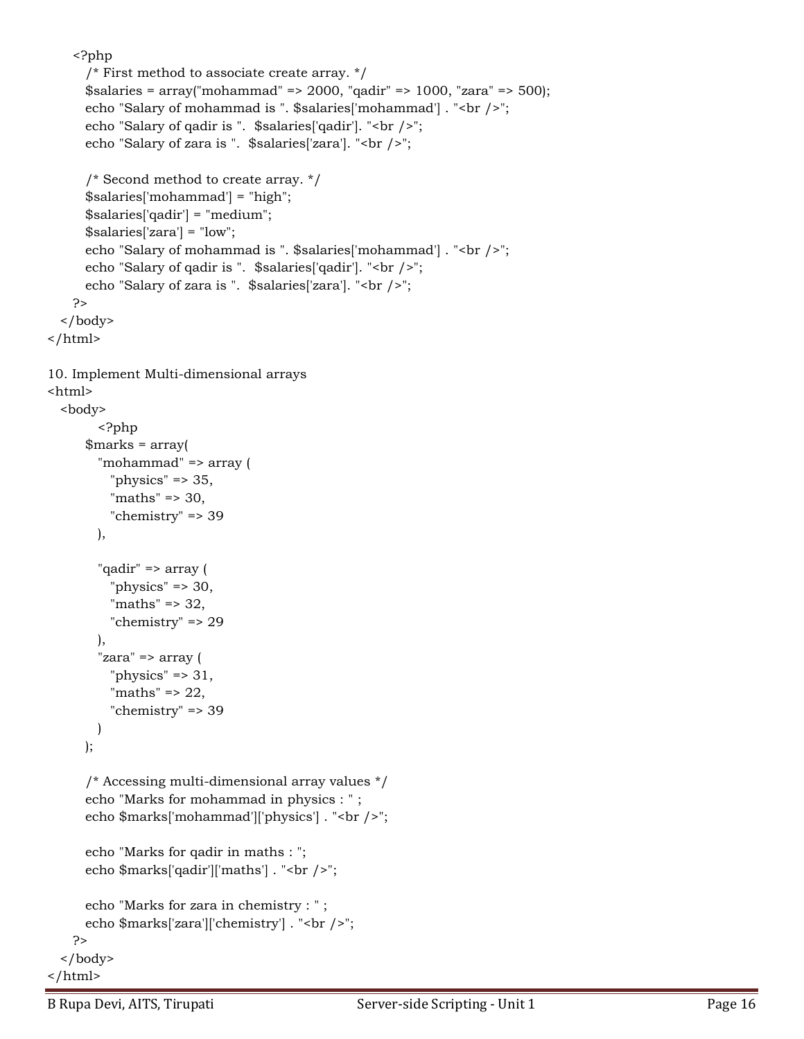```
      <?php
         /* First method to associate create array. */
         $salaries = array("mohammad" => 2000, "qadir" => 1000, "zara" => 500);
         echo "Salary of mohammad is ". $salaries['mohammad'] . "<br />";
         echo "Salary of qadir is ".  $salaries['qadir']. "<br />";
         echo "Salary of zara is ".  $salaries['zara']. "<br />";

         /* Second method to create array. */
         $salaries['mohammad'] = "high";
         $salaries['qadir'] = "medium";
         $salaries['zara'] = "low";
         echo "Salary of mohammad is ". $salaries['mohammad'] . "<br />";
         echo "Salary of qadir is ".  $salaries['qadir']. "<br />";
         echo "Salary of zara is ".  $salaries['zara']. "<br />";
      ?>
   </body>
</html>
```

10. Implement Multi-dimensional arrays

```
<html>
   <body>
         <?php
         $marks = array(
            "mohammad" => array (
               "physics" => 35,
               "maths" => 30,
               "chemistry" => 39
            ),

            "qadir" => array (
               "physics" => 30,
               "maths" => 32,
               "chemistry" => 29
            ),
            "zara" => array (
               "physics" => 31,
               "maths" => 22,
               "chemistry" => 39
            )
         );

         /* Accessing multi-dimensional array values */
         echo "Marks for mohammad in physics : " ;
         echo $marks['mohammad']['physics'] . "<br />";

         echo "Marks for qadir in maths : ";
         echo $marks['qadir']['maths'] . "<br />";

         echo "Marks for zara in chemistry : " ;
         echo $marks['zara']['chemistry'] . "<br />";
      ?>
   </body>
</html>
```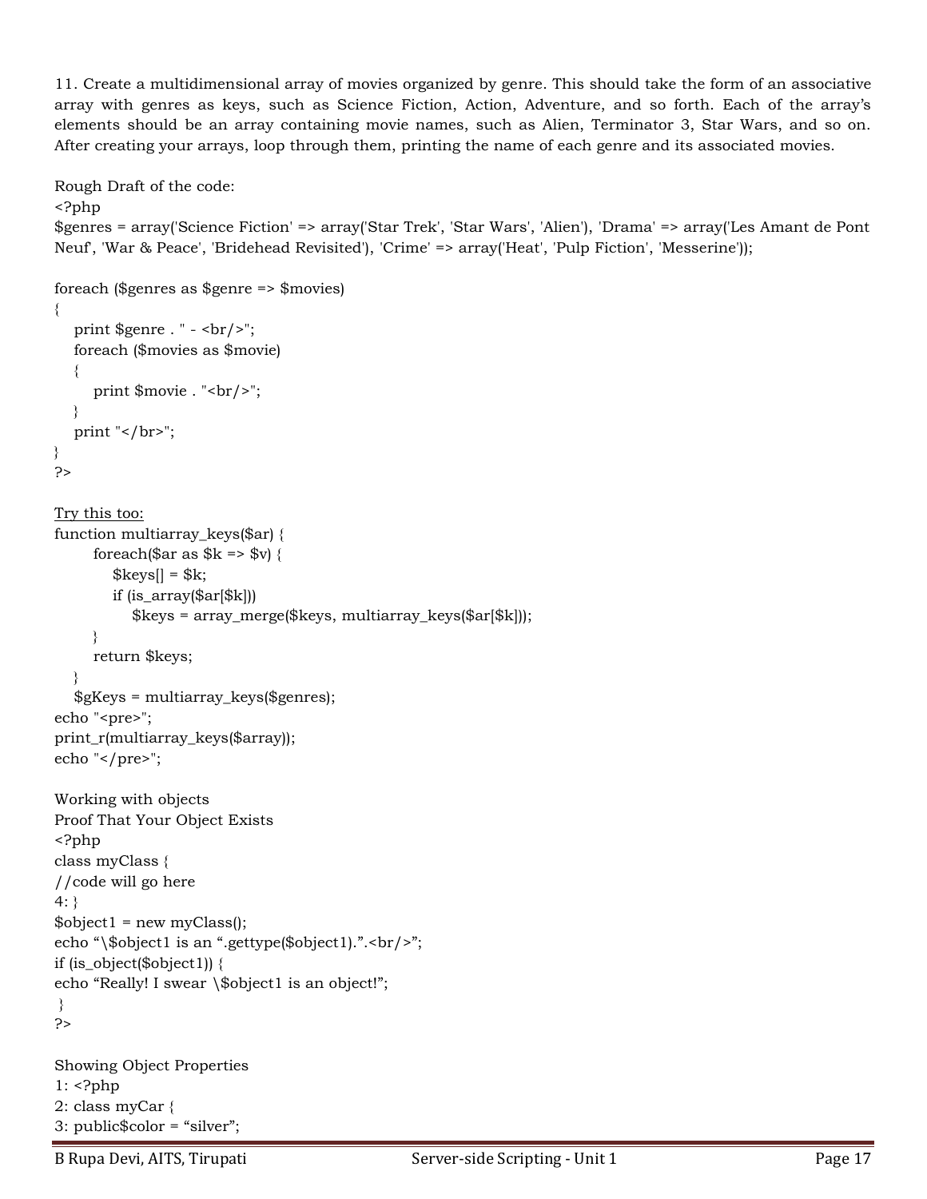11. Create a multidimensional array of movies organized by genre. This should take the form of an associative array with genres as keys, such as Science Fiction, Action, Adventure, and so forth. Each of the array's elements should be an array containing movie names, such as Alien, Terminator 3, Star Wars, and so on. After creating your arrays, loop through them, printing the name of each genre and its associated movies.

Rough Draft of the code:

```
<?php
$genres = array('Science Fiction' => array('Star Trek', 'Star Wars', 'Alien'), 'Drama' => array('Les Amant de Pont Neuf', 'War & Peace', 'Bridehead Revisited'), 'Crime' => array('Heat', 'Pulp Fiction', 'Messerine'));

foreach ($genres as $genre => $movies)
{
    print $genre . " - <br/>";
    foreach ($movies as $movie)
    {
        print $movie . "<br/>";
    }
    print "</br>";
}
?>
```

Try this too:

```
function multiarray_keys($ar) {
        foreach($ar as $k => $v) {
            $keys[] = $k;
            if (is_array($ar[$k]))
                $keys = array_merge($keys, multiarray_keys($ar[$k]));
        }
        return $keys;
    }
    $gKeys = multiarray_keys($genres);
echo "<pre>";
print_r(multiarray_keys($array));
echo "</pre>";
```

Working with objects

Proof That Your Object Exists

```
<?php
class myClass {
//code will go here
4: }
$object1 = new myClass();
echo "\$object1 is an ".gettype($object1).".<br/>";
if (is_object($object1)) {
echo "Really! I swear \$object1 is an object!";
 }
?>
```

Showing Object Properties

```
1: <?php
2: class myCar {
3: public$color = "silver";
```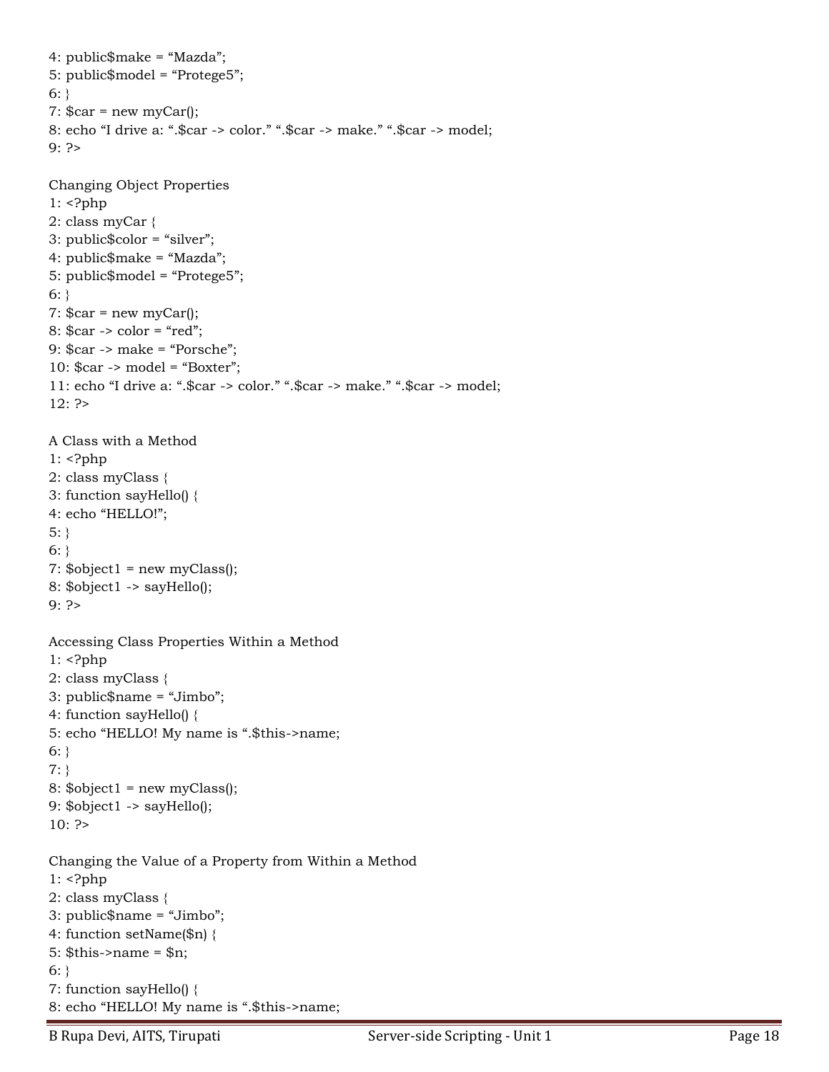```
4: public$make = “Mazda”;
5: public$model = “Protege5”;
6: }
7: $car = new myCar();
8: echo “I drive a: “.$car -> color.” “.$car -> make.” “.$car -> model;
9: ?>
```

Changing Object Properties

```
1: <?php
2: class myCar {
3: public$color = “silver”;
4: public$make = “Mazda”;
5: public$model = “Protege5”;
6: }
7: $car = new myCar();
8: $car -> color = “red”;
9: $car -> make = “Porsche”;
10: $car -> model = “Boxter”;
11: echo “I drive a: “.$car -> color.” “.$car -> make.” “.$car -> model;
12: ?>
```

A Class with a Method

```
1: <?php
2: class myClass {
3: function sayHello() {
4: echo “HELLO!”;
5: }
6: }
7: $object1 = new myClass();
8: $object1 -> sayHello();
9: ?>
```

Accessing Class Properties Within a Method

```
1: <?php
2: class myClass {
3: public$name = “Jimbo”;
4: function sayHello() {
5: echo “HELLO! My name is “.$this->name;
6: }
7: }
8: $object1 = new myClass();
9: $object1 -> sayHello();
10: ?>
```

Changing the Value of a Property from Within a Method

```
1: <?php
2: class myClass {
3: public$name = “Jimbo”;
4: function setName($n) {
5: $this->name = $n;
6: }
7: function sayHello() {
8: echo “HELLO! My name is “.$this->name;
```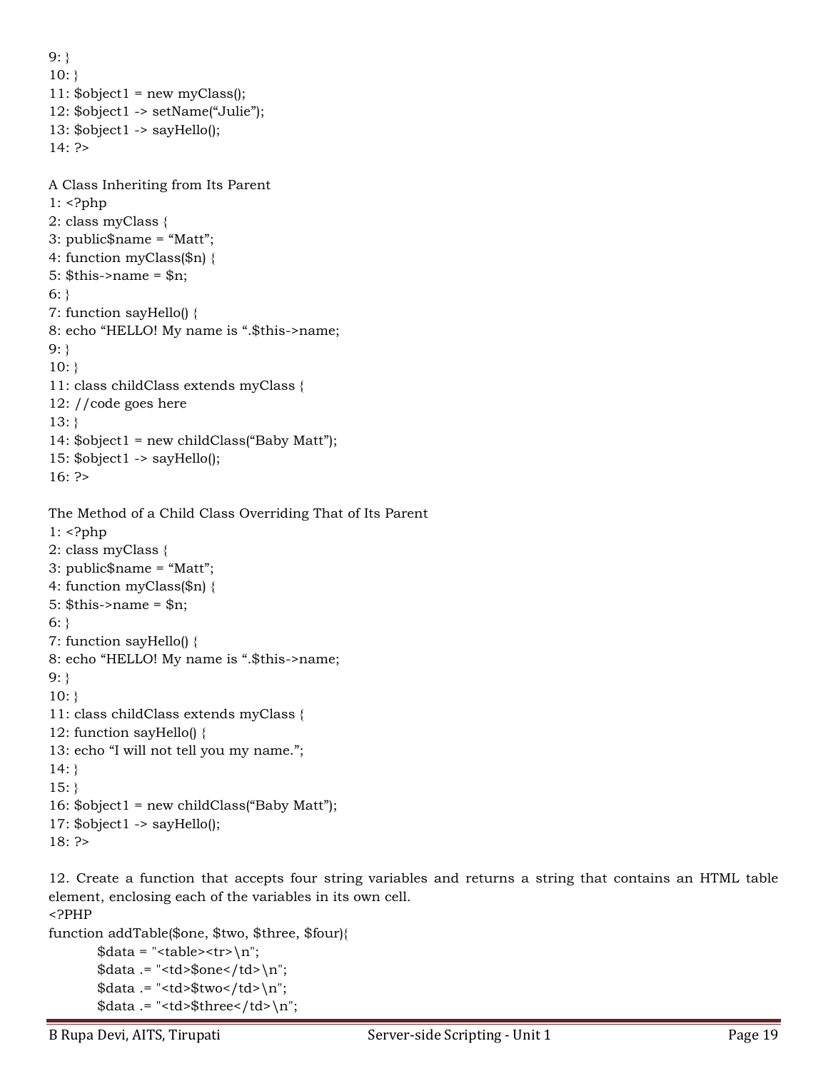```
9: }
10: }
11: $object1 = new myClass();
12: $object1 -> setName("Julie");
13: $object1 -> sayHello();
14: ?>
```

A Class Inheriting from Its Parent

```
1: <?php
2: class myClass {
3: public$name = "Matt";
4: function myClass($n) {
5: $this->name = $n;
6: }
7: function sayHello() {
8: echo "HELLO! My name is ".$this->name;
9: }
10: }
11: class childClass extends myClass {
12: //code goes here
13: }
14: $object1 = new childClass("Baby Matt");
15: $object1 -> sayHello();
16: ?>
```

The Method of a Child Class Overriding That of Its Parent

```
1: <?php
2: class myClass {
3: public$name = "Matt";
4: function myClass($n) {
5: $this->name = $n;
6: }
7: function sayHello() {
8: echo "HELLO! My name is ".$this->name;
9: }
10: }
11: class childClass extends myClass {
12: function sayHello() {
13: echo "I will not tell you my name.";
14: }
15: }
16: $object1 = new childClass("Baby Matt");
17: $object1 -> sayHello();
18: ?>
```

12. Create a function that accepts four string variables and returns a string that contains an HTML table element, enclosing each of the variables in its own cell.

```
<?PHP
function addTable($one, $two, $three, $four){
        $data = "<table><tr>\n";
        $data .= "<td>$one</td>\n";
        $data .= "<td>$two</td>\n";
        $data .= "<td>$three</td>\n";
```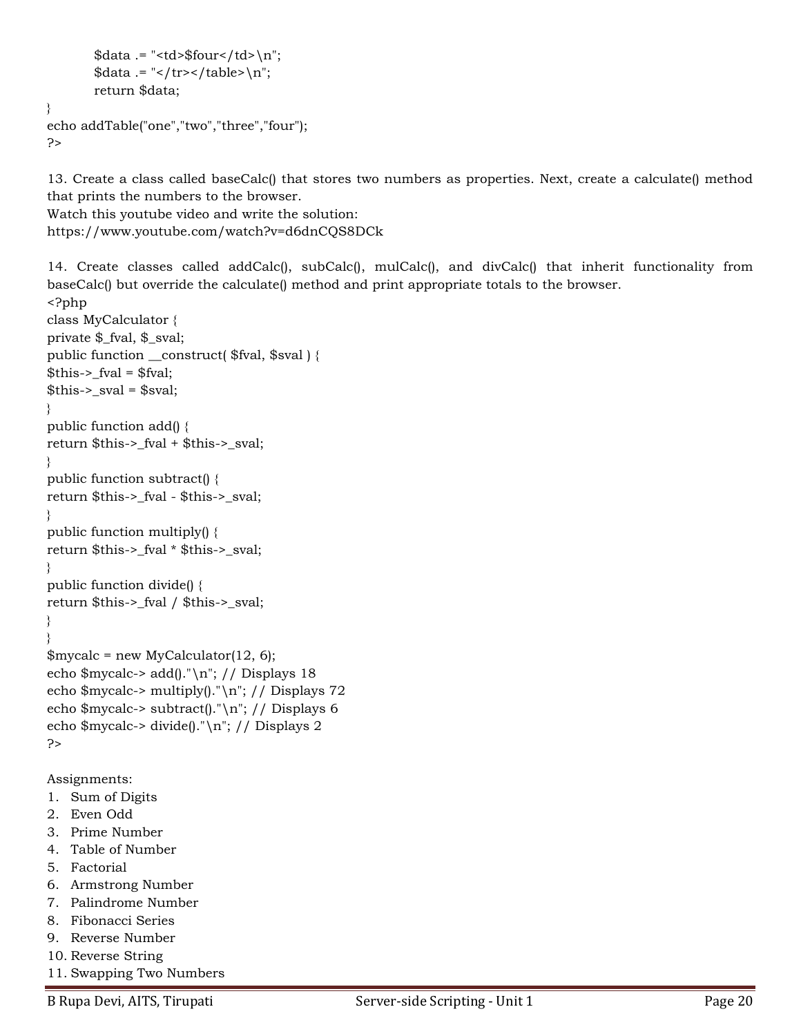```
        $data .= "<td>$four</td>\n";
        $data .= "</tr></table>\n";
        return $data;
}
echo addTable("one","two","three","four");
?>
```

13. Create a class called baseCalc() that stores two numbers as properties. Next, create a calculate() method that prints the numbers to the browser.
Watch this youtube video and write the solution:
https://www.youtube.com/watch?v=d6dnCQS8DCk

14. Create classes called addCalc(), subCalc(), mulCalc(), and divCalc() that inherit functionality from baseCalc() but override the calculate() method and print appropriate totals to the browser.

```
<?php
class MyCalculator {
private $_fval, $_sval;
public function __construct( $fval, $sval ) {
$this->_fval = $fval;
$this->_sval = $sval;
}
public function add() {
return $this->_fval + $this->_sval;
}
public function subtract() {
return $this->_fval - $this->_sval;
}
public function multiply() {
return $this->_fval * $this->_sval;
}
public function divide() {
return $this->_fval / $this->_sval;
}
}
$mycalc = new MyCalculator(12, 6);
echo $mycalc-> add()."\n"; // Displays 18
echo $mycalc-> multiply()."\n"; // Displays 72
echo $mycalc-> subtract()."\n"; // Displays 6
echo $mycalc-> divide()."\n"; // Displays 2
?>
```

Assignments:

1. Sum of Digits
2. Even Odd
3. Prime Number
4. Table of Number
5. Factorial
6. Armstrong Number
7. Palindrome Number
8. Fibonacci Series
9. Reverse Number
10. Reverse String
11. Swapping Two Numbers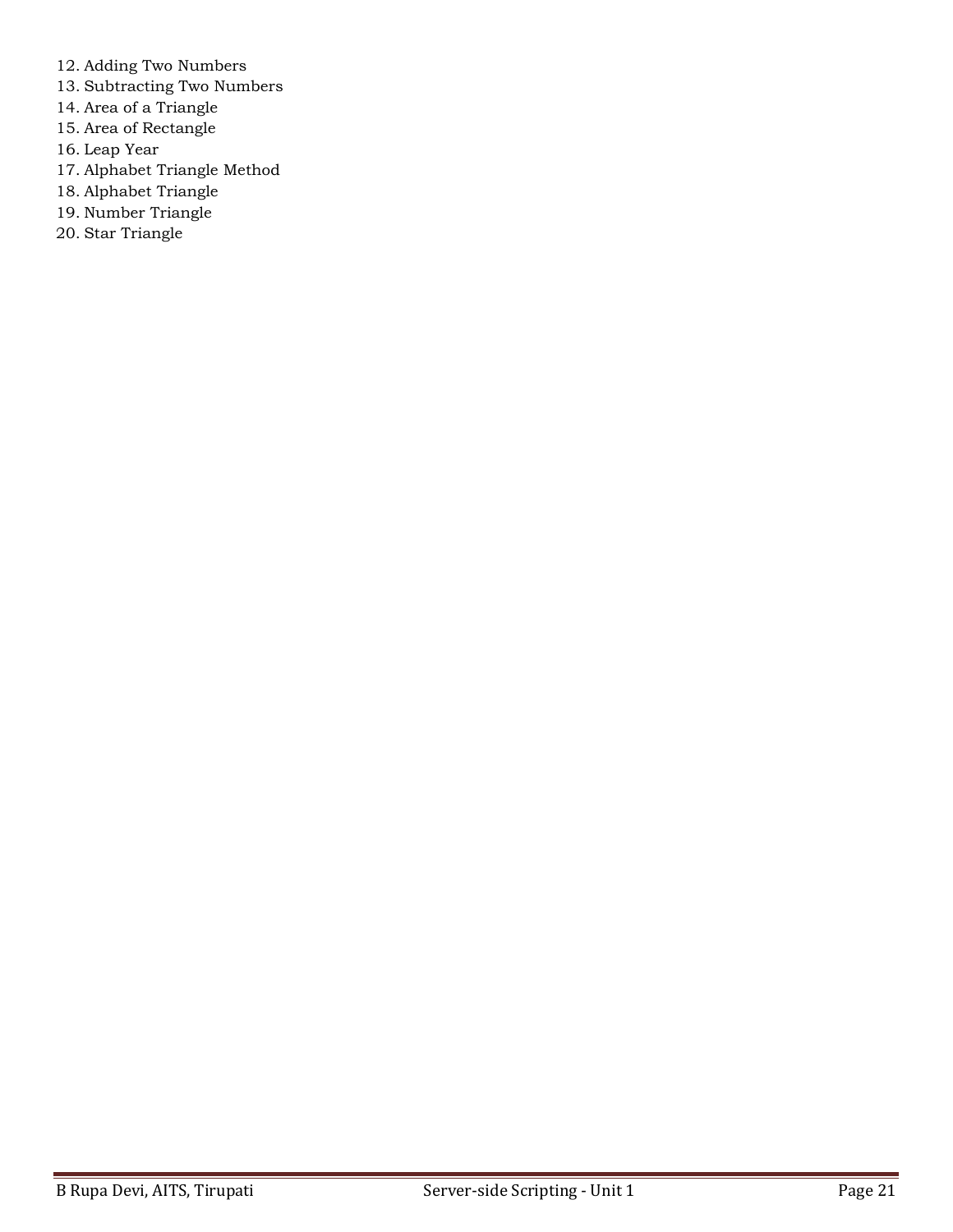12. Adding Two Numbers
13. Subtracting Two Numbers
14. Area of a Triangle
15. Area of Rectangle
16. Leap Year
17. Alphabet Triangle Method
18. Alphabet Triangle
19. Number Triangle
20. Star Triangle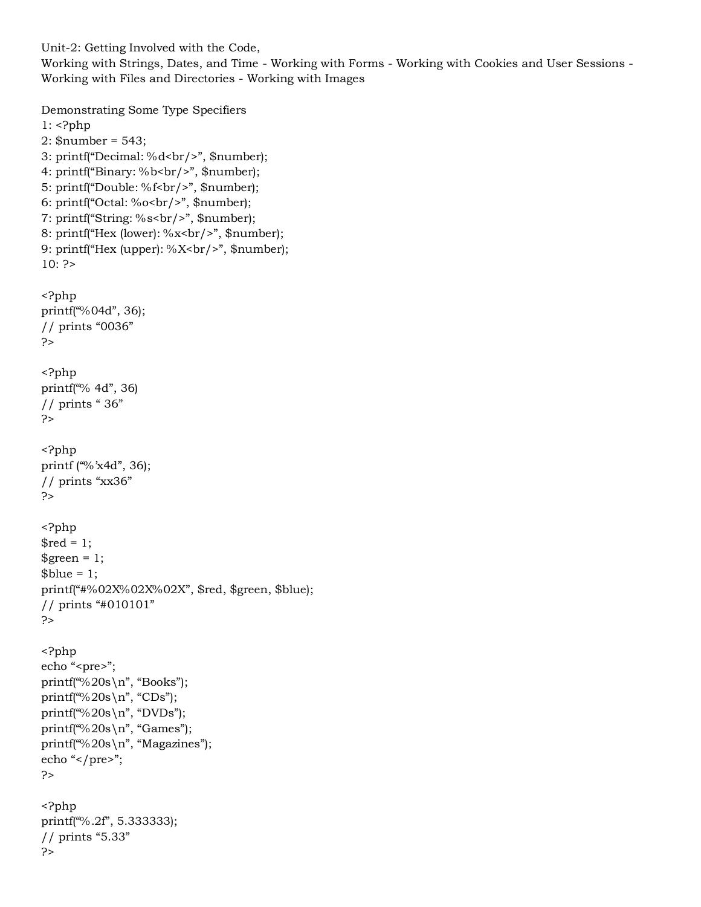Unit-2: Getting Involved with the Code,
Working with Strings, Dates, and Time - Working with Forms - Working with Cookies and User Sessions - Working with Files and Directories - Working with Images

Demonstrating Some Type Specifiers

```
1: <?php
2: $number = 543;
3: printf("Decimal: %d<br/>", $number);
4: printf("Binary: %b<br/>", $number);
5: printf("Double: %f<br/>", $number);
6: printf("Octal: %o<br/>", $number);
7: printf("String: %s<br/>", $number);
8: printf("Hex (lower): %x<br/>", $number);
9: printf("Hex (upper): %X<br/>", $number);
10: ?>
```

```
<?php
printf("%04d", 36);
// prints "0036"
?>
```

```
<?php
printf("% 4d", 36)
// prints " 36"
?>
```

```
<?php
printf ("%'x4d", 36);
// prints "xx36"
?>
```

```
<?php
$red = 1;
$green = 1;
$blue = 1;
printf("#%02X%02X%02X", $red, $green, $blue);
// prints "#010101"
?>
```

```
<?php
echo "<pre>";
printf("%20s\n", "Books");
printf("%20s\n", "CDs");
printf("%20s\n", "DVDs");
printf("%20s\n", "Games");
printf("%20s\n", "Magazines");
echo "</pre>";
?>
```

```
<?php
printf("%.2f", 5.333333);
// prints "5.33"
?>
```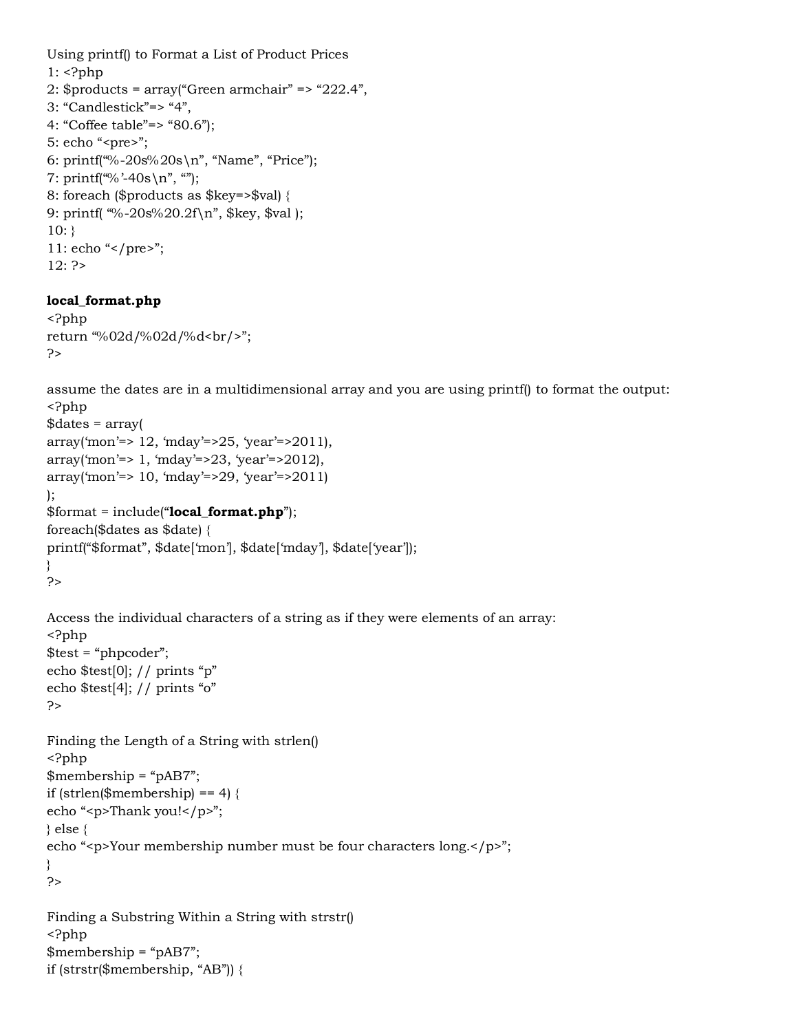Using printf() to Format a List of Product Prices

```
1: <?php
2: $products = array("Green armchair" => "222.4",
3: "Candlestick"=> "4",
4: "Coffee table"=> "80.6");
5: echo "<pre>";
6: printf("%-20s%20s\n", "Name", "Price");
7: printf("%'-40s\n", "");
8: foreach ($products as $key=>$val) {
9: printf( "%-20s%20.2f\n", $key, $val );
10: }
11: echo "</pre>";
12: ?>
```

**local_format.php**

```
<?php
return "%02d/%02d/%d<br/>";
?>
```

assume the dates are in a multidimensional array and you are using printf() to format the output:

```
<?php
$dates = array(
array('mon'=> 12, 'mday'=>25, 'year'=>2011),
array('mon'=> 1, 'mday'=>23, 'year'=>2012),
array('mon'=> 10, 'mday'=>29, 'year'=>2011)
);
$format = include("local_format.php");
foreach($dates as $date) {
printf("$format", $date['mon'], $date['mday'], $date['year']);
}
?>
```

Access the individual characters of a string as if they were elements of an array:

```
<?php
$test = "phpcoder";
echo $test[0]; // prints "p"
echo $test[4]; // prints "o"
?>
```

Finding the Length of a String with strlen()

```
<?php
$membership = "pAB7";
if (strlen($membership) == 4) {
echo "<p>Thank you!</p>";
} else {
echo "<p>Your membership number must be four characters long.</p>";
}
?>
```

Finding a Substring Within a String with strstr()

```
<?php
$membership = "pAB7";
if (strstr($membership, "AB")) {
```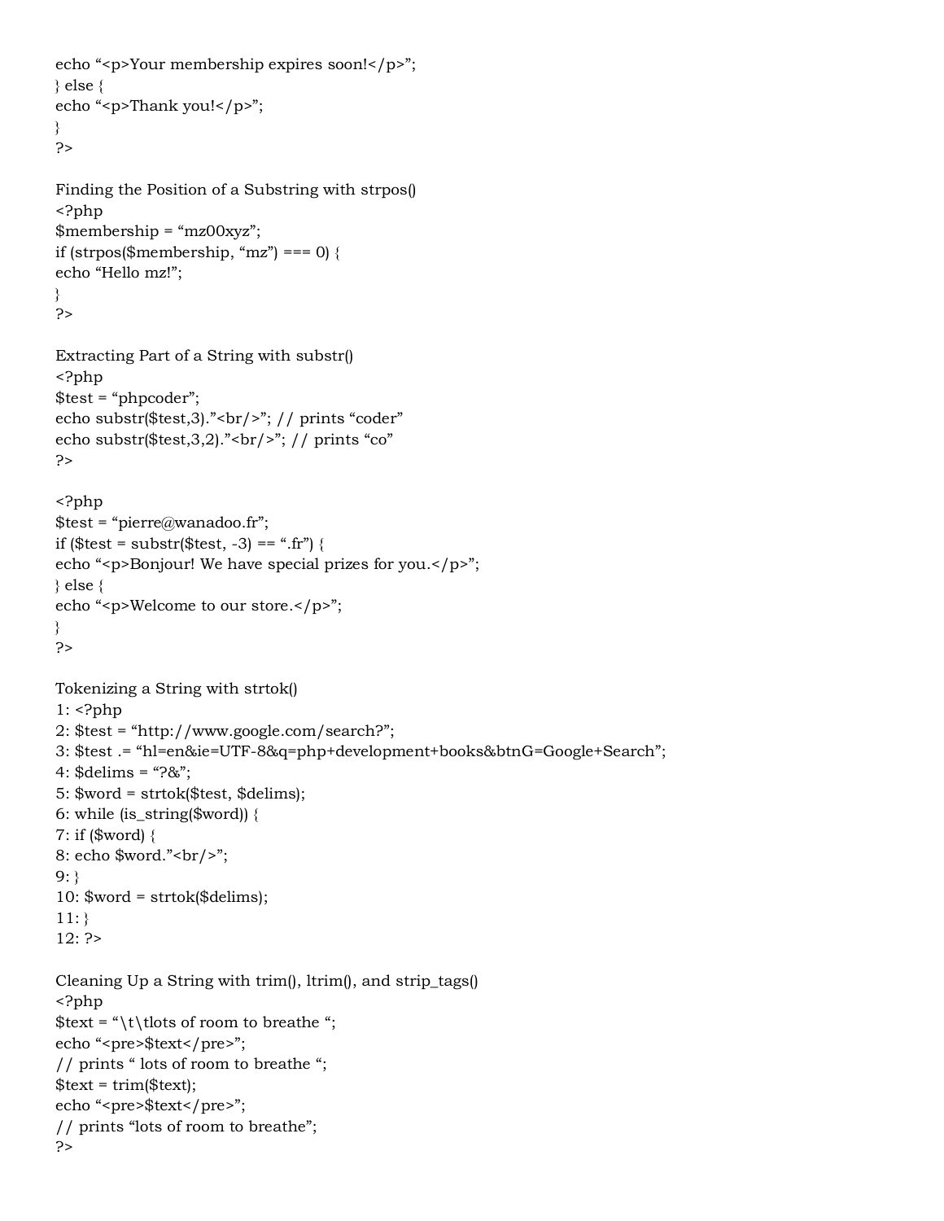```php
echo “<p>Your membership expires soon!</p>”;
} else {
echo “<p>Thank you!</p>”;
}
?>
```

Finding the Position of a Substring with strpos()

```php
<?php
$membership = “mz00xyz”;
if (strpos($membership, “mz”) === 0) {
echo “Hello mz!”;
}
?>
```

Extracting Part of a String with substr()

```php
<?php
$test = “phpcoder”;
echo substr($test,3).”<br/>”; // prints “coder”
echo substr($test,3,2).”<br/>”; // prints “co”
?>
```

```php
<?php
$test = “pierre@wanadoo.fr”;
if ($test = substr($test, -3) == “.fr”) {
echo “<p>Bonjour! We have special prizes for you.</p>”;
} else {
echo “<p>Welcome to our store.</p>”;
}
?>
```

Tokenizing a String with strtok()

```php
1: <?php
2: $test = “http://www.google.com/search?”;
3: $test .= “hl=en&ie=UTF-8&q=php+development+books&btnG=Google+Search”;
4: $delims = “?&”;
5: $word = strtok($test, $delims);
6: while (is_string($word)) {
7: if ($word) {
8: echo $word.”<br/>”;
9: }
10: $word = strtok($delims);
11: }
12: ?>
```

Cleaning Up a String with trim(), ltrim(), and strip_tags()

```php
<?php
$text = “\t\tlots of room to breathe “;
echo “<pre>$text</pre>”;
// prints “ lots of room to breathe “;
$text = trim($text);
echo “<pre>$text</pre>”;
// prints “lots of room to breathe”;
?>
```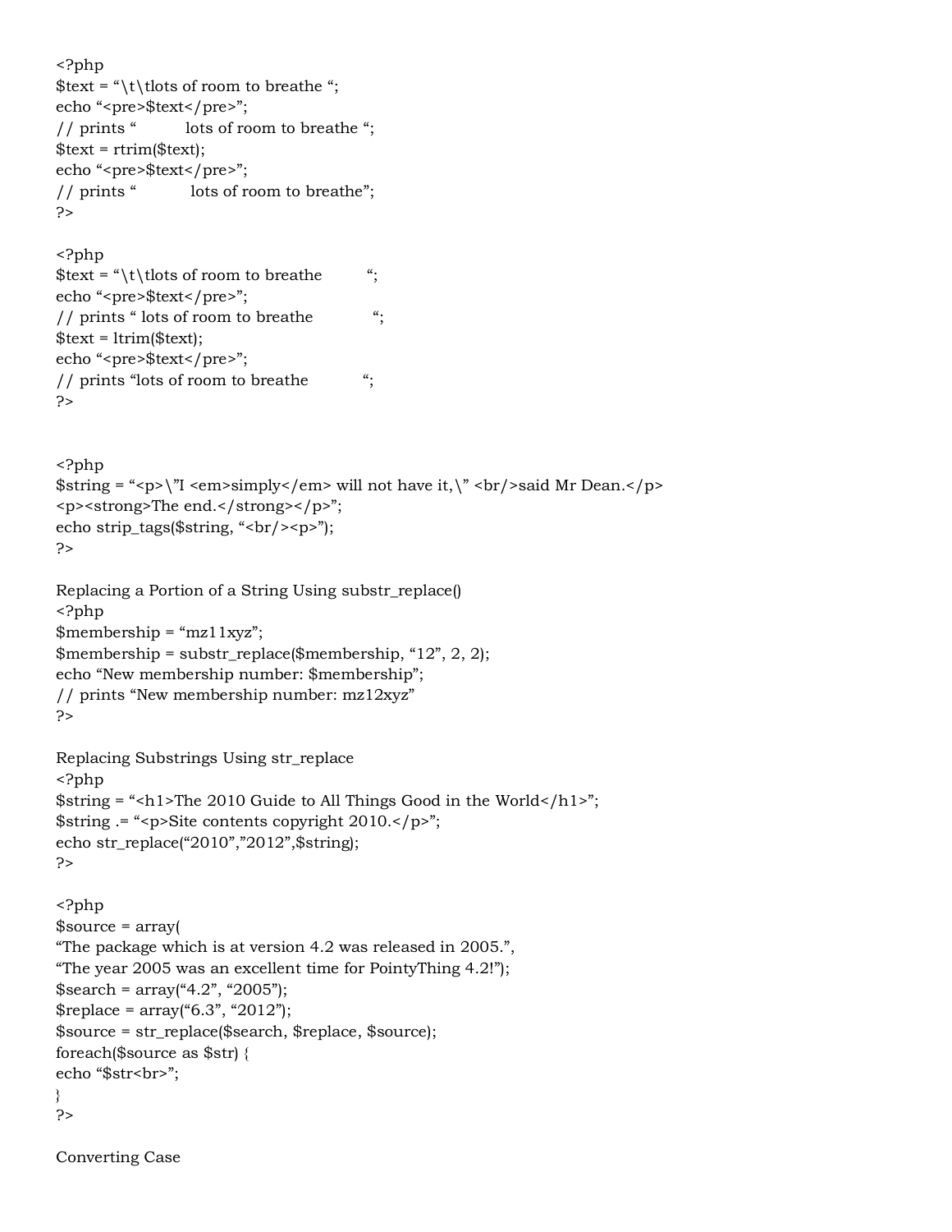```php
<?php
$text = "\t\tlots of room to breathe ";
echo "<pre>$text</pre>";
// prints "          lots of room to breathe ";
$text = rtrim($text);
echo "<pre>$text</pre>";
// prints "           lots of room to breathe";
?>
```

```php
<?php
$text = "\t\tlots of room to breathe         ";
echo "<pre>$text</pre>";
// prints " lots of room to breathe            ";
$text = ltrim($text);
echo "<pre>$text</pre>";
// prints "lots of room to breathe           ";
?>
```

```php
<?php
$string = "<p>\"I <em>simply</em> will not have it,\" <br/>said Mr Dean.</p>
<p><strong>The end.</strong></p>";
echo strip_tags($string, "<br/><p>");
?>
```

Replacing a Portion of a String Using substr_replace()

```php
<?php
$membership = "mz11xyz";
$membership = substr_replace($membership, "12", 2, 2);
echo "New membership number: $membership";
// prints "New membership number: mz12xyz"
?>
```

Replacing Substrings Using str_replace

```php
<?php
$string = "<h1>The 2010 Guide to All Things Good in the World</h1>";
$string .= "<p>Site contents copyright 2010.</p>";
echo str_replace("2010","2012",$string);
?>
```

```php
<?php
$source = array(
"The package which is at version 4.2 was released in 2005.",
"The year 2005 was an excellent time for PointyThing 4.2!");
$search = array("4.2", "2005");
$replace = array("6.3", "2012");
$source = str_replace($search, $replace, $source);
foreach($source as $str) {
echo "$str<br>";
}
?>
```

Converting Case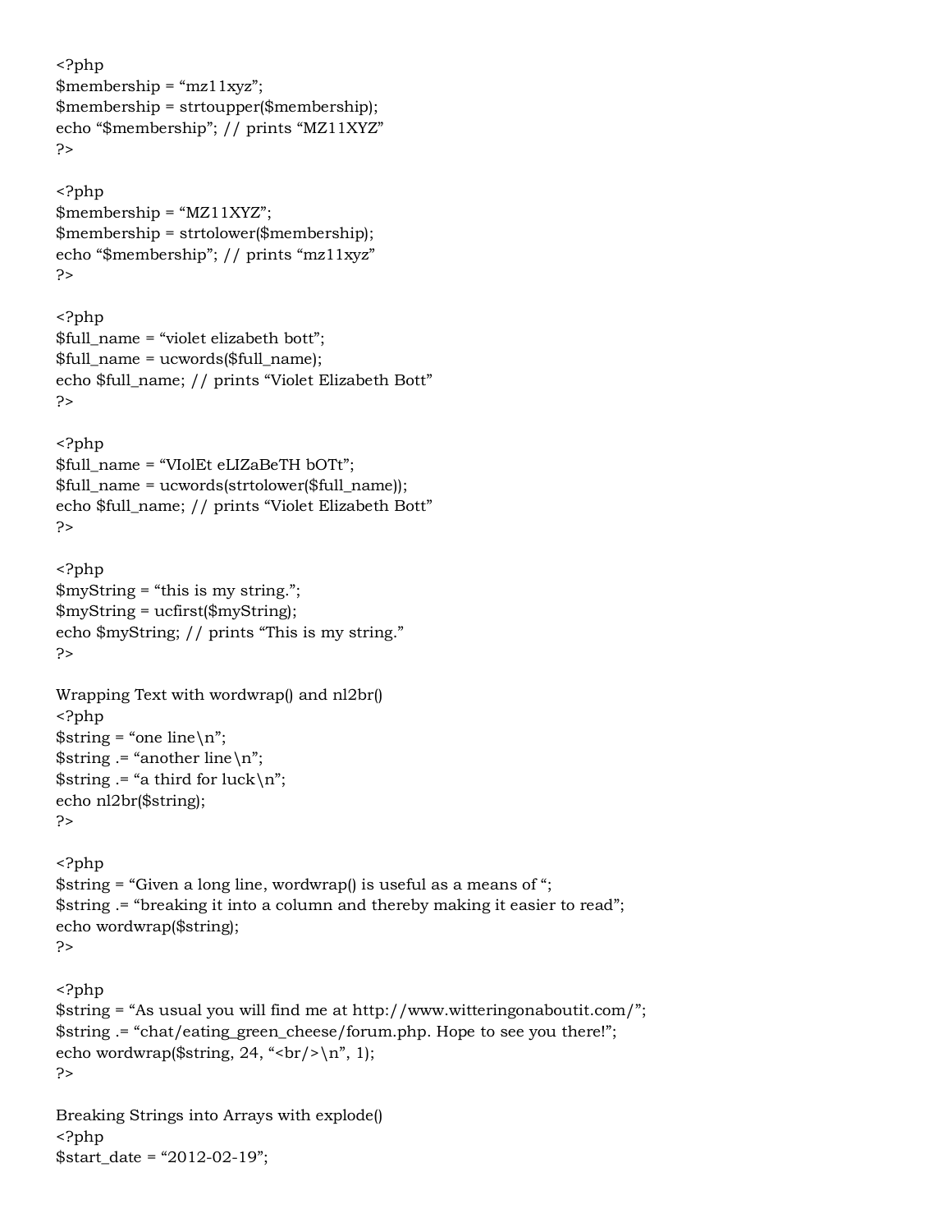```php
<?php
$membership = “mz11xyz”;
$membership = strtoupper($membership);
echo “$membership”; // prints “MZ11XYZ”
?>
```

```php
<?php
$membership = “MZ11XYZ”;
$membership = strtolower($membership);
echo “$membership”; // prints “mz11xyz”
?>
```

```php
<?php
$full_name = “violet elizabeth bott”;
$full_name = ucwords($full_name);
echo $full_name; // prints “Violet Elizabeth Bott”
?>
```

```php
<?php
$full_name = “VIolEt eLIZaBeTH bOTt”;
$full_name = ucwords(strtolower($full_name));
echo $full_name; // prints “Violet Elizabeth Bott”
?>
```

```php
<?php
$myString = “this is my string.”;
$myString = ucfirst($myString);
echo $myString; // prints “This is my string.”
?>
```

Wrapping Text with wordwrap() and nl2br()

```php
<?php
$string = “one line\n”;
$string .= “another line\n”;
$string .= “a third for luck\n”;
echo nl2br($string);
?>
```

```php
<?php
$string = “Given a long line, wordwrap() is useful as a means of “;
$string .= “breaking it into a column and thereby making it easier to read”;
echo wordwrap($string);
?>
```

```php
<?php
$string = “As usual you will find me at http://www.witteringonaboutit.com/”;
$string .= “chat/eating_green_cheese/forum.php. Hope to see you there!”;
echo wordwrap($string, 24, “<br/>\n”, 1);
?>
```

Breaking Strings into Arrays with explode()

```php
<?php
$start_date = “2012-02-19”;
```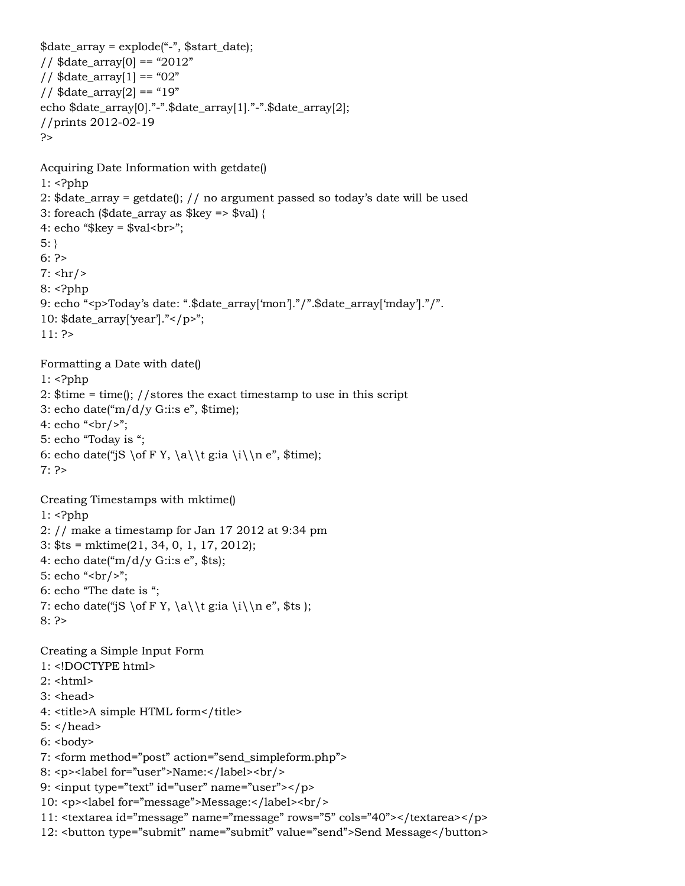```
$date_array = explode("-", $start_date);
// $date_array[0] == "2012"
// $date_array[1] == "02"
// $date_array[2] == "19"
echo $date_array[0]."-".$date_array[1]."-".$date_array[2];
//prints 2012-02-19
?>
```

Acquiring Date Information with getdate()

```
1: <?php
2: $date_array = getdate(); // no argument passed so today's date will be used
3: foreach ($date_array as $key => $val) {
4: echo "$key = $val<br>";
5: }
6: ?>
7: <hr/>
8: <?php
9: echo "<p>Today's date: ".$date_array['mon']."/".$date_array['mday']."/".
10: $date_array['year']."</p>";
11: ?>
```

Formatting a Date with date()

```
1: <?php
2: $time = time(); //stores the exact timestamp to use in this script
3: echo date("m/d/y G:i:s e", $time);
4: echo "<br/>";
5: echo "Today is ";
6: echo date("jS \of F Y, \a\\t g:ia \i\\n e", $time);
7: ?>
```

Creating Timestamps with mktime()

```
1: <?php
2: // make a timestamp for Jan 17 2012 at 9:34 pm
3: $ts = mktime(21, 34, 0, 1, 17, 2012);
4: echo date("m/d/y G:i:s e", $ts);
5: echo "<br/>";
6: echo "The date is ";
7: echo date("jS \of F Y, \a\\t g:ia \i\\n e", $ts );
8: ?>
```

Creating a Simple Input Form

```
1: <!DOCTYPE html>
2: <html>
3: <head>
4: <title>A simple HTML form</title>
5: </head>
6: <body>
7: <form method="post" action="send_simpleform.php">
8: <p><label for="user">Name:</label><br/>
9: <input type="text" id="user" name="user"></p>
10: <p><label for="message">Message:</label><br/>
11: <textarea id="message" name="message" rows="5" cols="40"></textarea></p>
12: <button type="submit" name="submit" value="send">Send Message</button>
```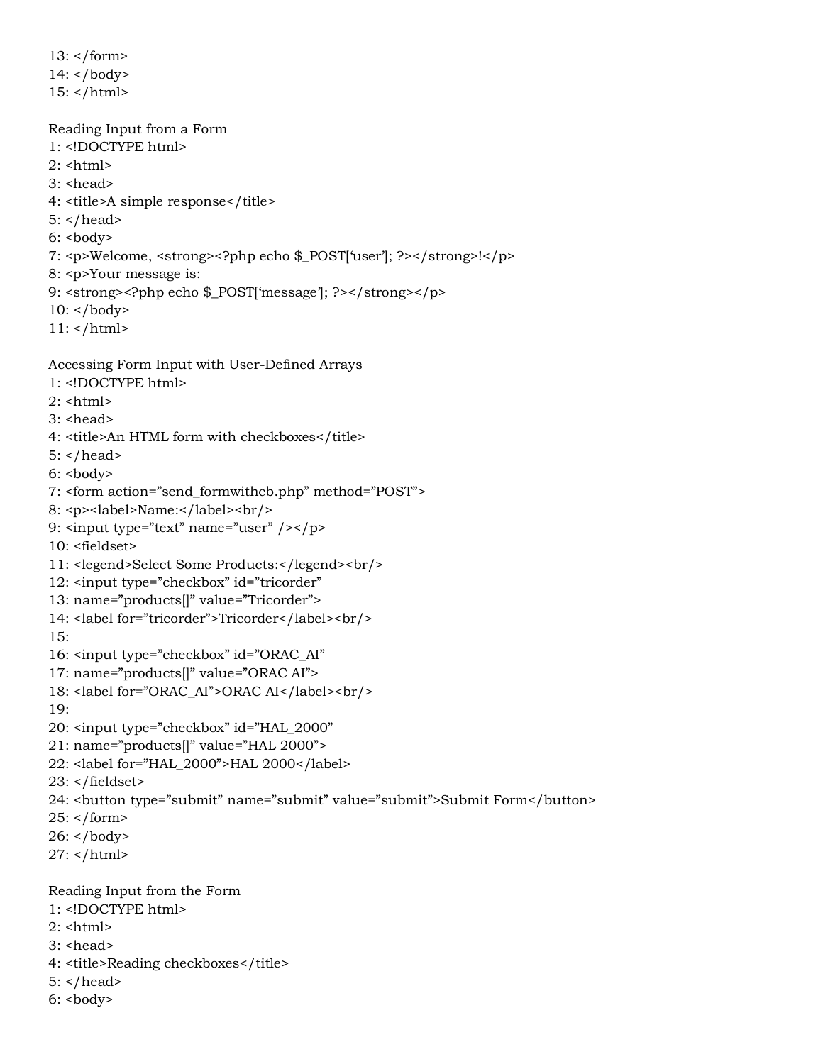13: </form>
14: </body>
15: </html>

Reading Input from a Form
1: <!DOCTYPE html>
2: <html>
3: <head>
4: <title>A simple response</title>
5: </head>
6: <body>
7: <p>Welcome, <strong><?php echo $_POST[‘user’]; ?></strong>!</p>
8: <p>Your message is:
9: <strong><?php echo $_POST[‘message’]; ?></strong></p>
10: </body>
11: </html>

Accessing Form Input with User-Defined Arrays
1: <!DOCTYPE html>
2: <html>
3: <head>
4: <title>An HTML form with checkboxes</title>
5: </head>
6: <body>
7: <form action=”send_formwithcb.php” method=”POST”>
8: <p><label>Name:</label><br/>
9: <input type=”text” name=”user” /></p>
10: <fieldset>
11: <legend>Select Some Products:</legend><br/>
12: <input type=”checkbox” id=”tricorder”
13: name=”products[]” value=”Tricorder”>
14: <label for=”tricorder”>Tricorder</label><br/>
15:
16: <input type=”checkbox” id=”ORAC_AI”
17: name=”products[]” value=”ORAC AI”>
18: <label for=”ORAC_AI”>ORAC AI</label><br/>
19:
20: <input type=”checkbox” id=”HAL_2000”
21: name=”products[]” value=”HAL 2000”>
22: <label for=”HAL_2000”>HAL 2000</label>
23: </fieldset>
24: <button type=”submit” name=”submit” value=”submit”>Submit Form</button>
25: </form>
26: </body>
27: </html>

Reading Input from the Form
1: <!DOCTYPE html>
2: <html>
3: <head>
4: <title>Reading checkboxes</title>
5: </head>
6: <body>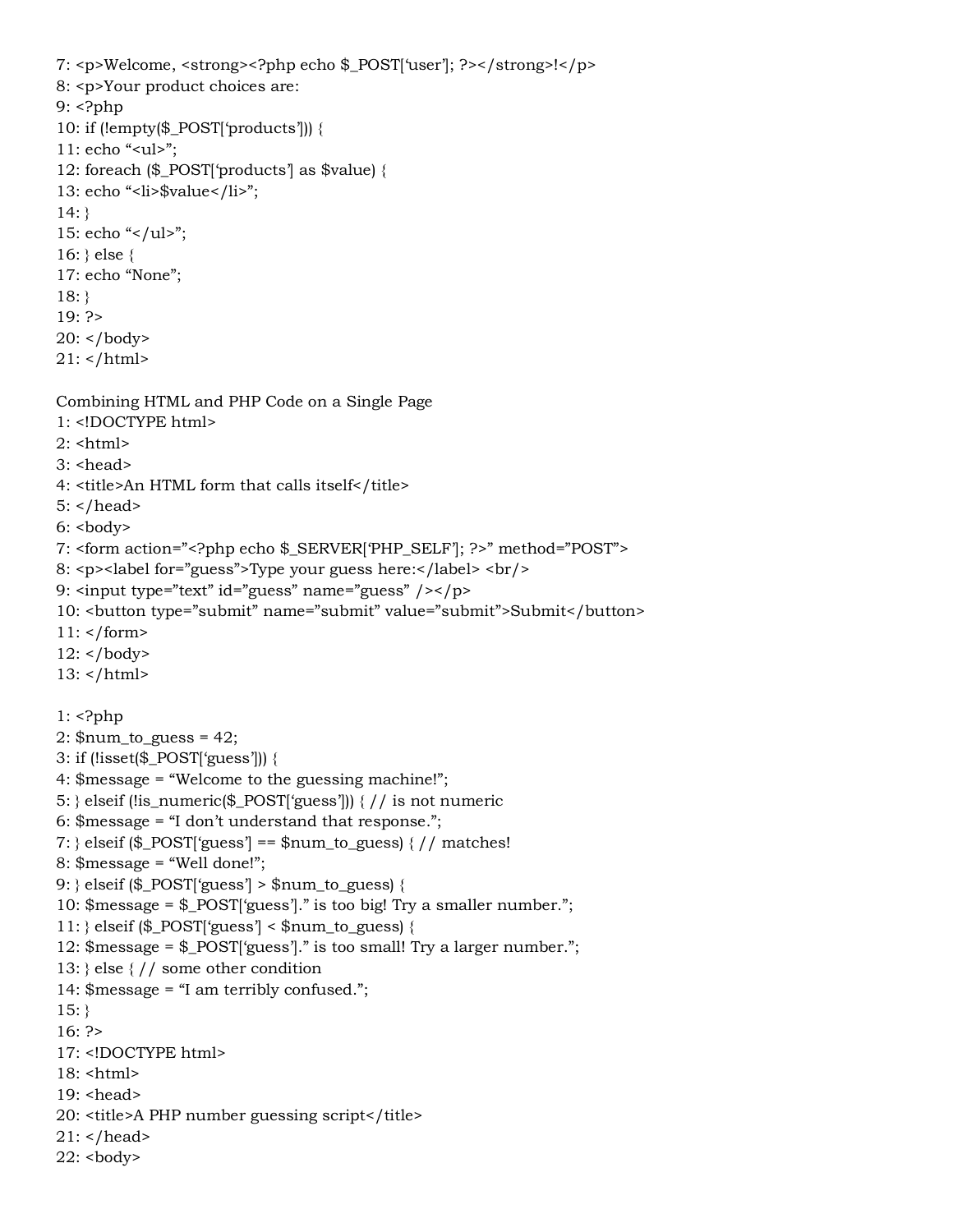```
7: <p>Welcome, <strong><?php echo $_POST['user']; ?></strong>!</p>
8: <p>Your product choices are:
9: <?php
10: if (!empty($_POST['products'])) {
11: echo "<ul>";
12: foreach ($_POST['products'] as $value) {
13: echo "<li>$value</li>";
14: }
15: echo "</ul>";
16: } else {
17: echo "None";
18: }
19: ?>
20: </body>
21: </html>
```

Combining HTML and PHP Code on a Single Page

```
1: <!DOCTYPE html>
2: <html>
3: <head>
4: <title>An HTML form that calls itself</title>
5: </head>
6: <body>
7: <form action="<?php echo $_SERVER['PHP_SELF']; ?>" method="POST">
8: <p><label for="guess">Type your guess here:</label> <br/>
9: <input type="text" id="guess" name="guess" /></p>
10: <button type="submit" name="submit" value="submit">Submit</button>
11: </form>
12: </body>
13: </html>
```

```
1: <?php
2: $num_to_guess = 42;
3: if (!isset($_POST['guess'])) {
4: $message = "Welcome to the guessing machine!";
5: } elseif (!is_numeric($_POST['guess'])) { // is not numeric
6: $message = "I don't understand that response.";
7: } elseif ($_POST['guess'] == $num_to_guess) { // matches!
8: $message = "Well done!";
9: } elseif ($_POST['guess'] > $num_to_guess) {
10: $message = $_POST['guess']." is too big! Try a smaller number.";
11: } elseif ($_POST['guess'] < $num_to_guess) {
12: $message = $_POST['guess']." is too small! Try a larger number.";
13: } else { // some other condition
14: $message = "I am terribly confused.";
15: }
16: ?>
17: <!DOCTYPE html>
18: <html>
19: <head>
20: <title>A PHP number guessing script</title>
21: </head>
22: <body>
```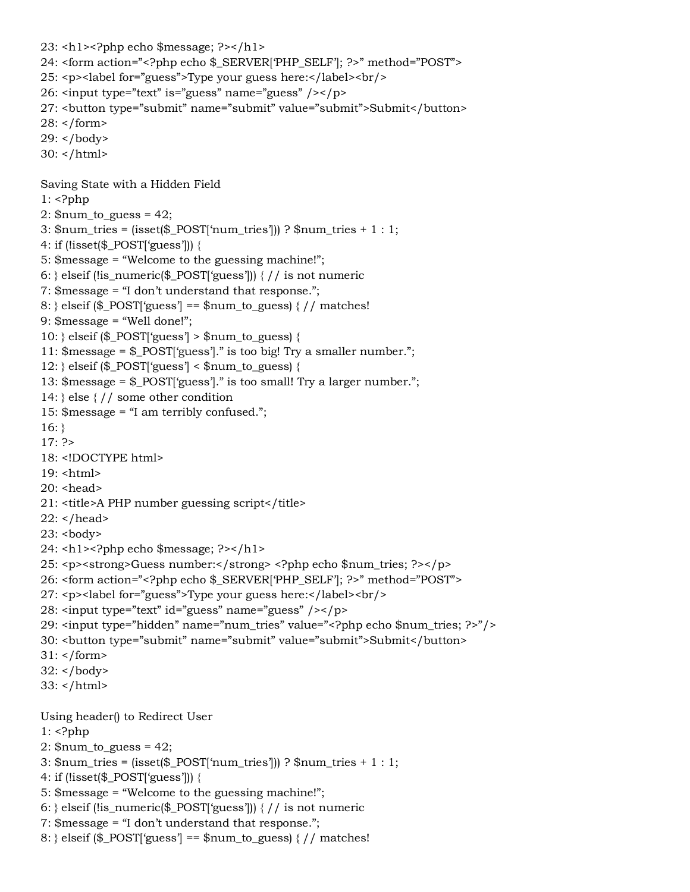```
23: <h1><?php echo $message; ?></h1>
24: <form action="<?php echo $_SERVER['PHP_SELF']; ?>" method="POST">
25: <p><label for="guess">Type your guess here:</label><br/>
26: <input type="text" is="guess" name="guess" /></p>
27: <button type="submit" name="submit" value="submit">Submit</button>
28: </form>
29: </body>
30: </html>
```

Saving State with a Hidden Field

```
1: <?php
2: $num_to_guess = 42;
3: $num_tries = (isset($_POST['num_tries'])) ? $num_tries + 1 : 1;
4: if (!isset($_POST['guess'])) {
5: $message = "Welcome to the guessing machine!";
6: } elseif (!is_numeric($_POST['guess'])) { // is not numeric
7: $message = "I don't understand that response.";
8: } elseif ($_POST['guess'] == $num_to_guess) { // matches!
9: $message = "Well done!";
10: } elseif ($_POST['guess'] > $num_to_guess) {
11: $message = $_POST['guess']." is too big! Try a smaller number.";
12: } elseif ($_POST['guess'] < $num_to_guess) {
13: $message = $_POST['guess']." is too small! Try a larger number.";
14: } else { // some other condition
15: $message = "I am terribly confused.";
16: }
17: ?>
18: <!DOCTYPE html>
19: <html>
20: <head>
21: <title>A PHP number guessing script</title>
22: </head>
23: <body>
24: <h1><?php echo $message; ?></h1>
25: <p><strong>Guess number:</strong> <?php echo $num_tries; ?></p>
26: <form action="<?php echo $_SERVER['PHP_SELF']; ?>" method="POST">
27: <p><label for="guess">Type your guess here:</label><br/>
28: <input type="text" id="guess" name="guess" /></p>
29: <input type="hidden" name="num_tries" value="<?php echo $num_tries; ?>"/>
30: <button type="submit" name="submit" value="submit">Submit</button>
31: </form>
32: </body>
33: </html>
```

Using header() to Redirect User

```
1: <?php
2: $num_to_guess = 42;
3: $num_tries = (isset($_POST['num_tries'])) ? $num_tries + 1 : 1;
4: if (!isset($_POST['guess'])) {
5: $message = "Welcome to the guessing machine!";
6: } elseif (!is_numeric($_POST['guess'])) { // is not numeric
7: $message = "I don't understand that response.";
8: } elseif ($_POST['guess'] == $num_to_guess) { // matches!
```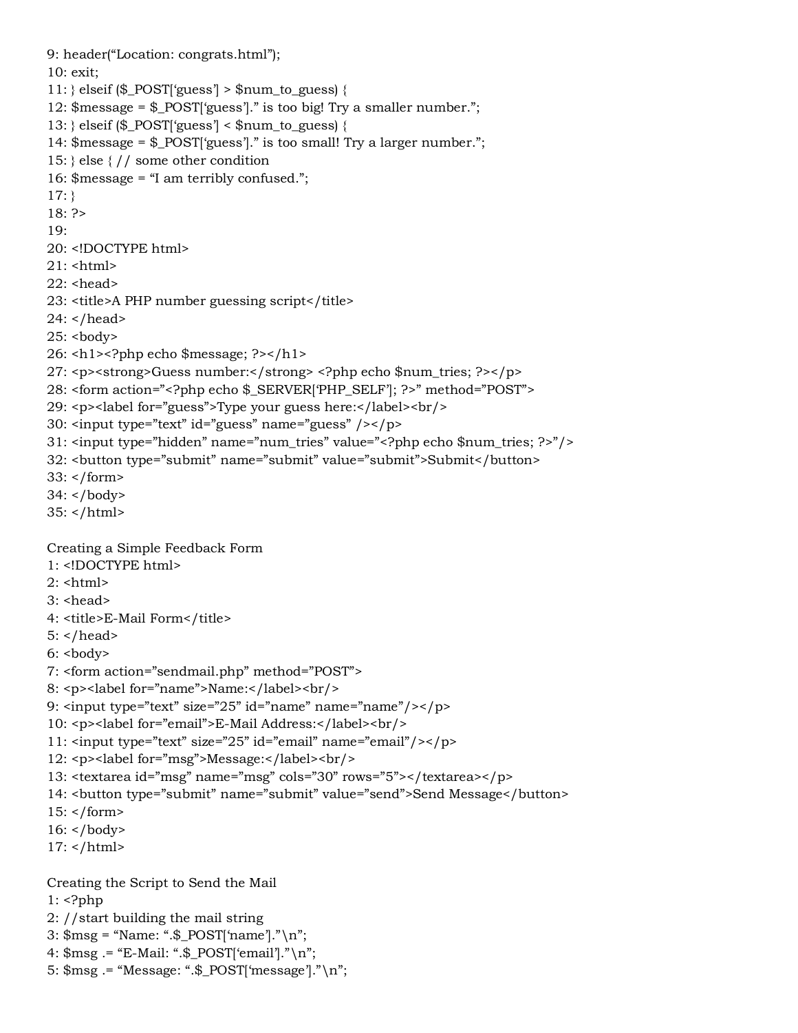```
9: header("Location: congrats.html");
10: exit;
11: } elseif ($_POST['guess'] > $num_to_guess) {
12: $message = $_POST['guess']." is too big! Try a smaller number.";
13: } elseif ($_POST['guess'] < $num_to_guess) {
14: $message = $_POST['guess']." is too small! Try a larger number.";
15: } else { // some other condition
16: $message = "I am terribly confused.";
17: }
18: ?>
19:
20: <!DOCTYPE html>
21: <html>
22: <head>
23: <title>A PHP number guessing script</title>
24: </head>
25: <body>
26: <h1><?php echo $message; ?></h1>
27: <p><strong>Guess number:</strong> <?php echo $num_tries; ?></p>
28: <form action="<?php echo $_SERVER['PHP_SELF']; ?>" method="POST">
29: <p><label for="guess">Type your guess here:</label><br/>
30: <input type="text" id="guess" name="guess" /></p>
31: <input type="hidden" name="num_tries" value="<?php echo $num_tries; ?>"/>
32: <button type="submit" name="submit" value="submit">Submit</button>
33: </form>
34: </body>
35: </html>
```

Creating a Simple Feedback Form

```
1: <!DOCTYPE html>
2: <html>
3: <head>
4: <title>E-Mail Form</title>
5: </head>
6: <body>
7: <form action="sendmail.php" method="POST">
8: <p><label for="name">Name:</label><br/>
9: <input type="text" size="25" id="name" name="name"/></p>
10: <p><label for="email">E-Mail Address:</label><br/>
11: <input type="text" size="25" id="email" name="email"/></p>
12: <p><label for="msg">Message:</label><br/>
13: <textarea id="msg" name="msg" cols="30" rows="5"></textarea></p>
14: <button type="submit" name="submit" value="send">Send Message</button>
15: </form>
16: </body>
17: </html>
```

Creating the Script to Send the Mail

```
1: <?php
2: //start building the mail string
3: $msg = "Name: ".$_POST['name']."\n";
4: $msg .= "E-Mail: ".$_POST['email']."\n";
5: $msg .= "Message: ".$_POST['message']."\n";
```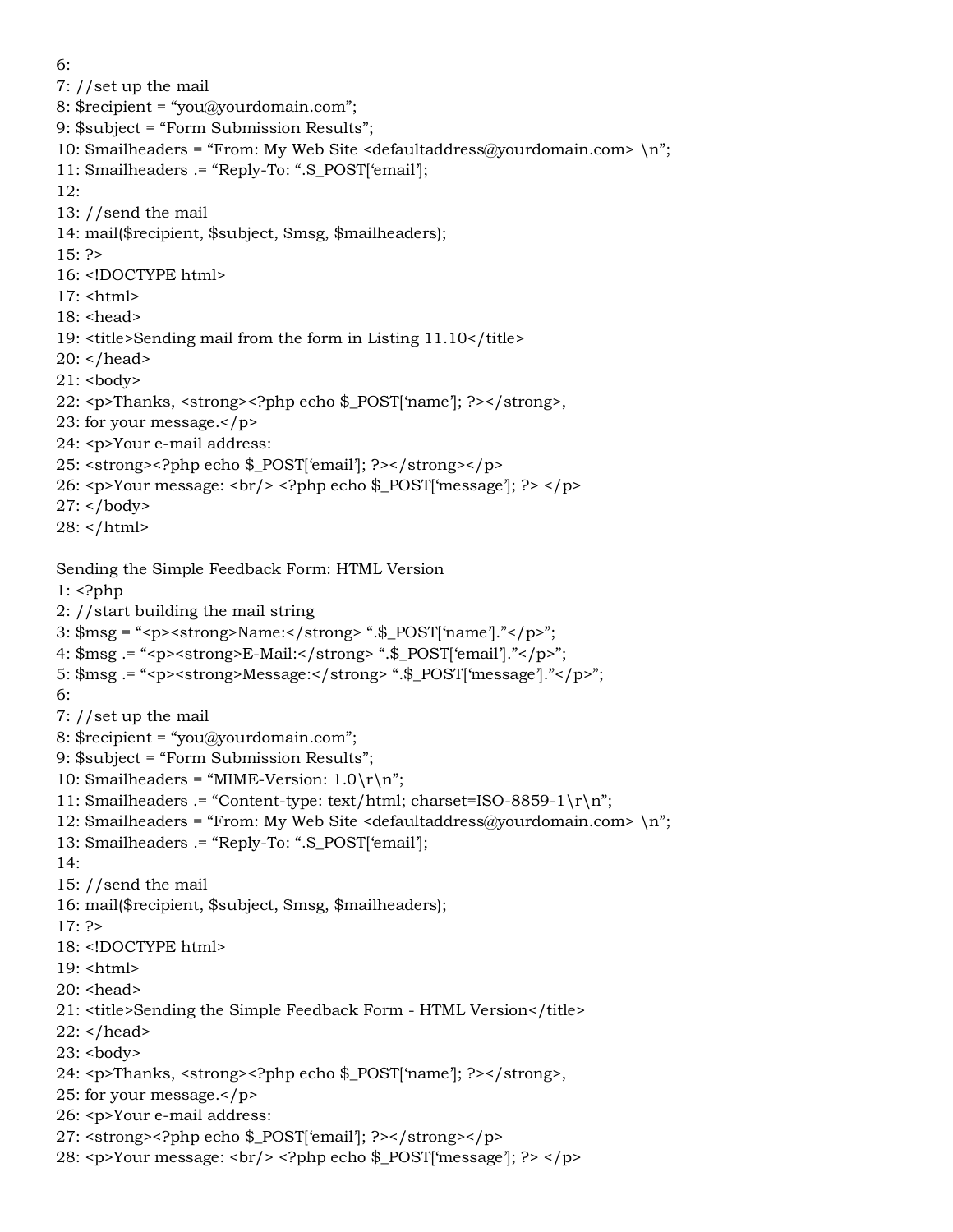```
6:
7: //set up the mail
8: $recipient = “you@yourdomain.com”;
9: $subject = “Form Submission Results”;
10: $mailheaders = “From: My Web Site <defaultaddress@yourdomain.com> \n”;
11: $mailheaders .= “Reply-To: “.$_POST[‘email’];
12:
13: //send the mail
14: mail($recipient, $subject, $msg, $mailheaders);
15: ?>
16: <!DOCTYPE html>
17: <html>
18: <head>
19: <title>Sending mail from the form in Listing 11.10</title>
20: </head>
21: <body>
22: <p>Thanks, <strong><?php echo $_POST[‘name’]; ?></strong>,
23: for your message.</p>
24: <p>Your e-mail address:
25: <strong><?php echo $_POST[‘email’]; ?></strong></p>
26: <p>Your message: <br/> <?php echo $_POST[‘message’]; ?> </p>
27: </body>
28: </html>
```

Sending the Simple Feedback Form: HTML Version

```
1: <?php
2: //start building the mail string
3: $msg = “<p><strong>Name:</strong> “.$_POST[‘name’].”</p>”;
4: $msg .= “<p><strong>E-Mail:</strong> “.$_POST[‘email’].”</p>”;
5: $msg .= “<p><strong>Message:</strong> “.$_POST[‘message’].”</p>”;
6:
7: //set up the mail
8: $recipient = “you@yourdomain.com”;
9: $subject = “Form Submission Results”;
10: $mailheaders = “MIME-Version: 1.0\r\n”;
11: $mailheaders .= “Content-type: text/html; charset=ISO-8859-1\r\n”;
12: $mailheaders = “From: My Web Site <defaultaddress@yourdomain.com> \n”;
13: $mailheaders .= “Reply-To: “.$_POST[‘email’];
14:
15: //send the mail
16: mail($recipient, $subject, $msg, $mailheaders);
17: ?>
18: <!DOCTYPE html>
19: <html>
20: <head>
21: <title>Sending the Simple Feedback Form - HTML Version</title>
22: </head>
23: <body>
24: <p>Thanks, <strong><?php echo $_POST[‘name’]; ?></strong>,
25: for your message.</p>
26: <p>Your e-mail address:
27: <strong><?php echo $_POST[‘email’]; ?></strong></p>
28: <p>Your message: <br/> <?php echo $_POST[‘message’]; ?> </p>
```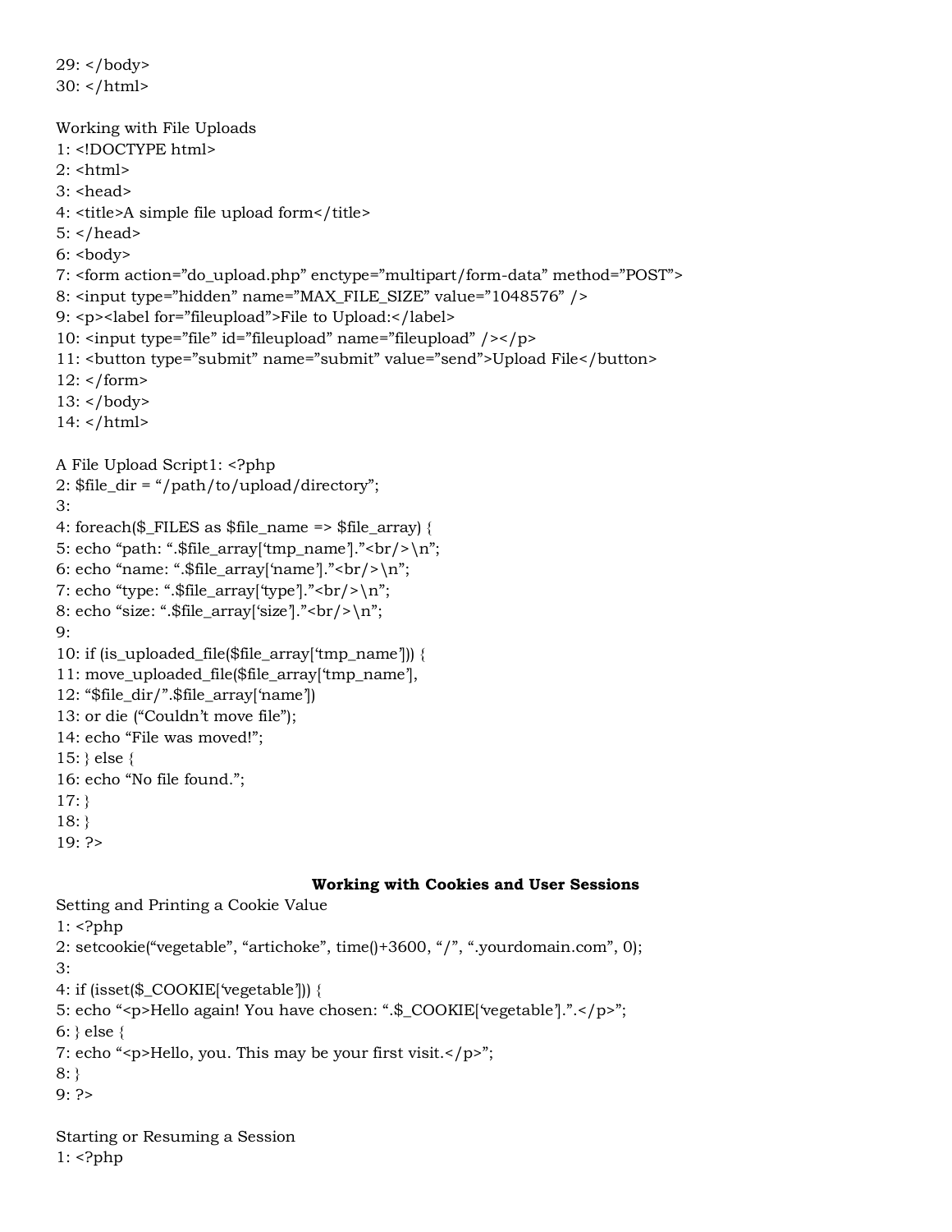```
29: </body>
30: </html>
```

Working with File Uploads

```
1: <!DOCTYPE html>
2: <html>
3: <head>
4: <title>A simple file upload form</title>
5: </head>
6: <body>
7: <form action=”do_upload.php” enctype=”multipart/form-data” method=”POST”>
8: <input type=”hidden” name=”MAX_FILE_SIZE” value=”1048576” />
9: <p><label for=”fileupload”>File to Upload:</label>
10: <input type=”file” id=”fileupload” name=”fileupload” /></p>
11: <button type=”submit” name=”submit” value=”send”>Upload File</button>
12: </form>
13: </body>
14: </html>
```

A File Upload Script1: <?php

```
2: $file_dir = “/path/to/upload/directory”;
3:
4: foreach($_FILES as $file_name => $file_array) {
5: echo “path: “.$file_array[‘tmp_name’].”<br/>\n”;
6: echo “name: “.$file_array[‘name’].”<br/>\n”;
7: echo “type: “.$file_array[‘type’].”<br/>\n”;
8: echo “size: “.$file_array[‘size’].”<br/>\n”;
9:
10: if (is_uploaded_file($file_array[‘tmp_name’])) {
11: move_uploaded_file($file_array[‘tmp_name’],
12: “$file_dir/”.$file_array[‘name’])
13: or die (“Couldn’t move file”);
14: echo “File was moved!”;
15: } else {
16: echo “No file found.”;
17: }
18: }
19: ?>
```

**Working with Cookies and User Sessions**

Setting and Printing a Cookie Value

```
1: <?php
2: setcookie(“vegetable”, “artichoke”, time()+3600, “/”, “.yourdomain.com”, 0);
3:
4: if (isset($_COOKIE[‘vegetable’])) {
5: echo “<p>Hello again! You have chosen: “.$_COOKIE[‘vegetable’].”.</p>”;
6: } else {
7: echo “<p>Hello, you. This may be your first visit.</p>”;
8: }
9: ?>
```

Starting or Resuming a Session

```
1: <?php
```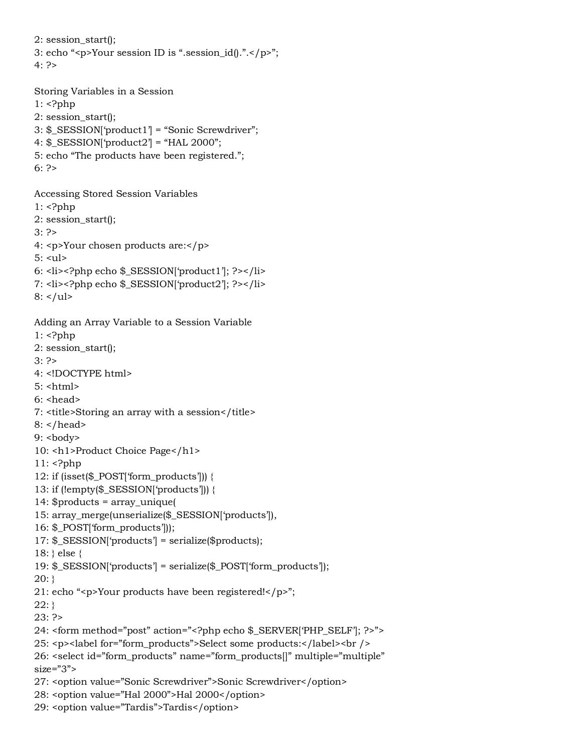```
2: session_start();
3: echo "<p>Your session ID is ".session_id()."</p>";
4: ?>
```

Storing Variables in a Session

```
1: <?php
2: session_start();
3: $_SESSION['product1'] = "Sonic Screwdriver";
4: $_SESSION['product2'] = "HAL 2000";
5: echo "The products have been registered.";
6: ?>
```

Accessing Stored Session Variables

```
1: <?php
2: session_start();
3: ?>
4: <p>Your chosen products are:</p>
5: <ul>
6: <li><?php echo $_SESSION['product1']; ?></li>
7: <li><?php echo $_SESSION['product2']; ?></li>
8: </ul>
```

Adding an Array Variable to a Session Variable

```
1: <?php
2: session_start();
3: ?>
4: <!DOCTYPE html>
5: <html>
6: <head>
7: <title>Storing an array with a session</title>
8: </head>
9: <body>
10: <h1>Product Choice Page</h1>
11: <?php
12: if (isset($_POST['form_products'])) {
13: if (!empty($_SESSION['products'])) {
14: $products = array_unique(
15: array_merge(unserialize($_SESSION['products']),
16: $_POST['form_products']));
17: $_SESSION['products'] = serialize($products);
18: } else {
19: $_SESSION['products'] = serialize($_POST['form_products']);
20: }
21: echo "<p>Your products have been registered!</p>";
22: }
23: ?>
24: <form method="post" action="<?php echo $_SERVER['PHP_SELF']; ?>">
25: <p><label for="form_products">Select some products:</label><br />
26: <select id="form_products" name="form_products[]" multiple="multiple"
size="3">
27: <option value="Sonic Screwdriver">Sonic Screwdriver</option>
28: <option value="Hal 2000">Hal 2000</option>
29: <option value="Tardis">Tardis</option>
```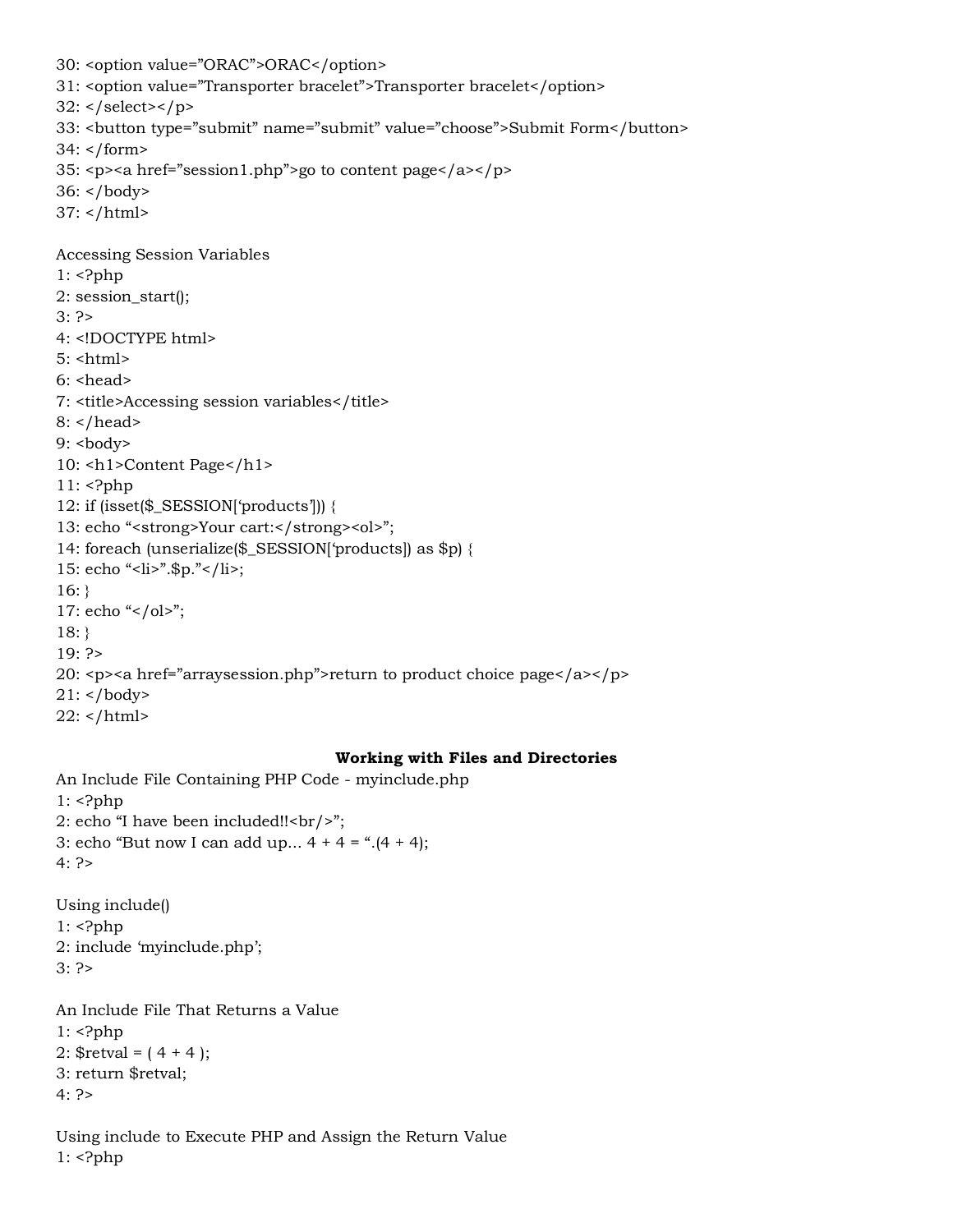```
30: <option value="ORAC">ORAC</option>
31: <option value="Transporter bracelet">Transporter bracelet</option>
32: </select></p>
33: <button type="submit" name="submit" value="choose">Submit Form</button>
34: </form>
35: <p><a href="session1.php">go to content page</a></p>
36: </body>
37: </html>
```

Accessing Session Variables

```
1: <?php
2: session_start();
3: ?>
4: <!DOCTYPE html>
5: <html>
6: <head>
7: <title>Accessing session variables</title>
8: </head>
9: <body>
10: <h1>Content Page</h1>
11: <?php
12: if (isset($_SESSION['products'])) {
13: echo "<strong>Your cart:</strong><ol>";
14: foreach (unserialize($_SESSION['products]) as $p) {
15: echo "<li>".$p."</li>;
16: }
17: echo "</ol>";
18: }
19: ?>
20: <p><a href="arraysession.php">return to product choice page</a></p>
21: </body>
22: </html>
```

## Working with Files and Directories

An Include File Containing PHP Code - myinclude.php

```
1: <?php
2: echo "I have been included!!<br/>";
3: echo "But now I can add up... 4 + 4 = ".(4 + 4);
4: ?>
```

Using include()

```
1: <?php
2: include 'myinclude.php';
3: ?>
```

An Include File That Returns a Value

```
1: <?php
2: $retval = ( 4 + 4 );
3: return $retval;
4: ?>
```

Using include to Execute PHP and Assign the Return Value

```
1: <?php
```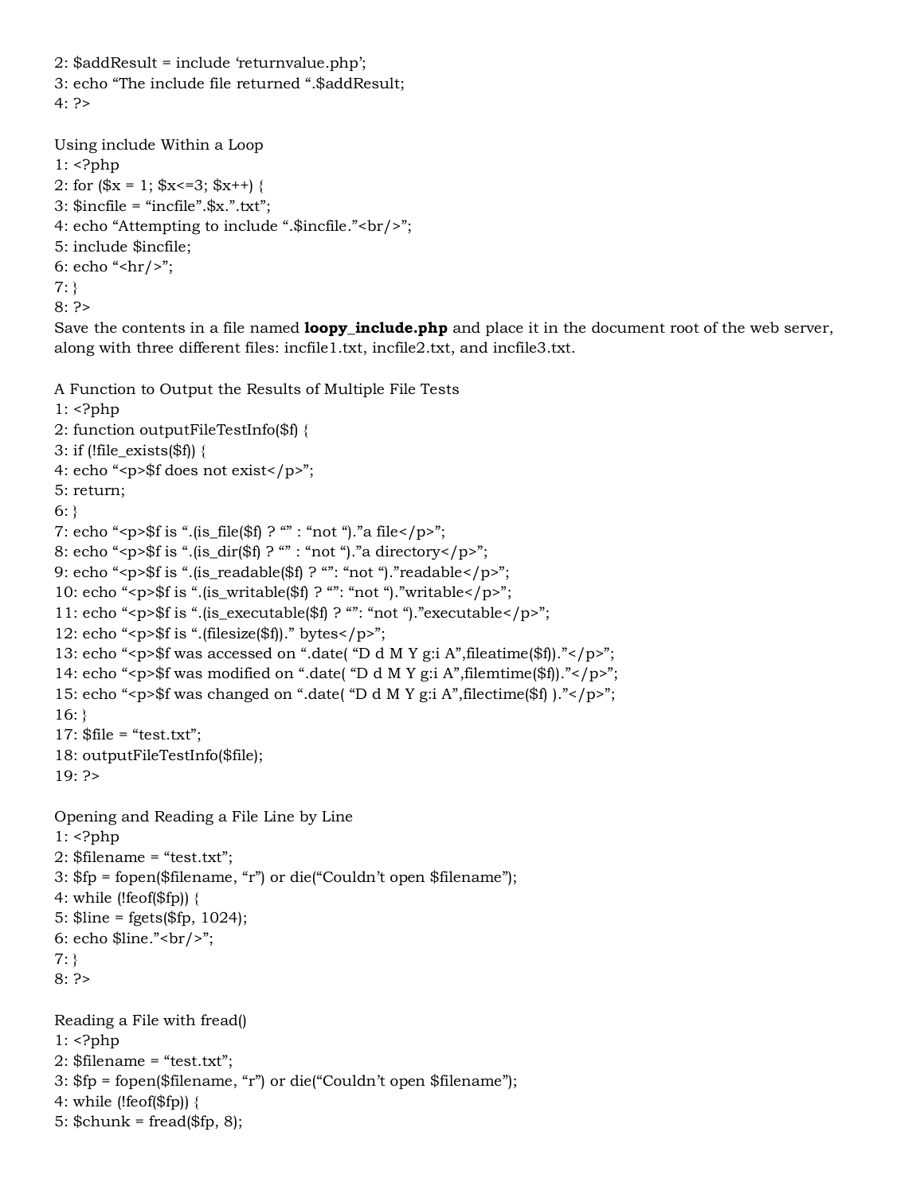```
2: $addResult = include 'returnvalue.php';
3: echo "The include file returned ".$addResult;
4: ?>
```

Using include Within a Loop

```
1: <?php
2: for ($x = 1; $x<=3; $x++) {
3: $incfile = "incfile".$x.".txt";
4: echo "Attempting to include ".$incfile."<br/>";
5: include $incfile;
6: echo "<hr/>";
7: }
8: ?>
```

Save the contents in a file named **loopy_include.php** and place it in the document root of the web server, along with three different files: incfile1.txt, incfile2.txt, and incfile3.txt.

A Function to Output the Results of Multiple File Tests

```
1: <?php
2: function outputFileTestInfo($f) {
3: if (!file_exists($f)) {
4: echo "<p>$f does not exist</p>";
5: return;
6: }
7: echo "<p>$f is ".(is_file($f) ? "" : "not ")."a file</p>";
8: echo "<p>$f is ".(is_dir($f) ? "" : "not ")."a directory</p>";
9: echo "<p>$f is ".(is_readable($f) ? "": "not ")."readable</p>";
10: echo "<p>$f is ".(is_writable($f) ? "": "not ")."writable</p>";
11: echo "<p>$f is ".(is_executable($f) ? "": "not ")."executable</p>";
12: echo "<p>$f is ".(filesize($f))." bytes</p>";
13: echo "<p>$f was accessed on ".date( "D d M Y g:i A",fileatime($f))."</p>";
14: echo "<p>$f was modified on ".date( "D d M Y g:i A",filemtime($f))."</p>";
15: echo "<p>$f was changed on ".date( "D d M Y g:i A",filectime($f) )."</p>";
16: }
17: $file = "test.txt";
18: outputFileTestInfo($file);
19: ?>
```

Opening and Reading a File Line by Line

```
1: <?php
2: $filename = "test.txt";
3: $fp = fopen($filename, "r") or die("Couldn't open $filename");
4: while (!feof($fp)) {
5: $line = fgets($fp, 1024);
6: echo $line."<br/>";
7: }
8: ?>
```

Reading a File with fread()

```
1: <?php
2: $filename = "test.txt";
3: $fp = fopen($filename, "r") or die("Couldn't open $filename");
4: while (!feof($fp)) {
5: $chunk = fread($fp, 8);
```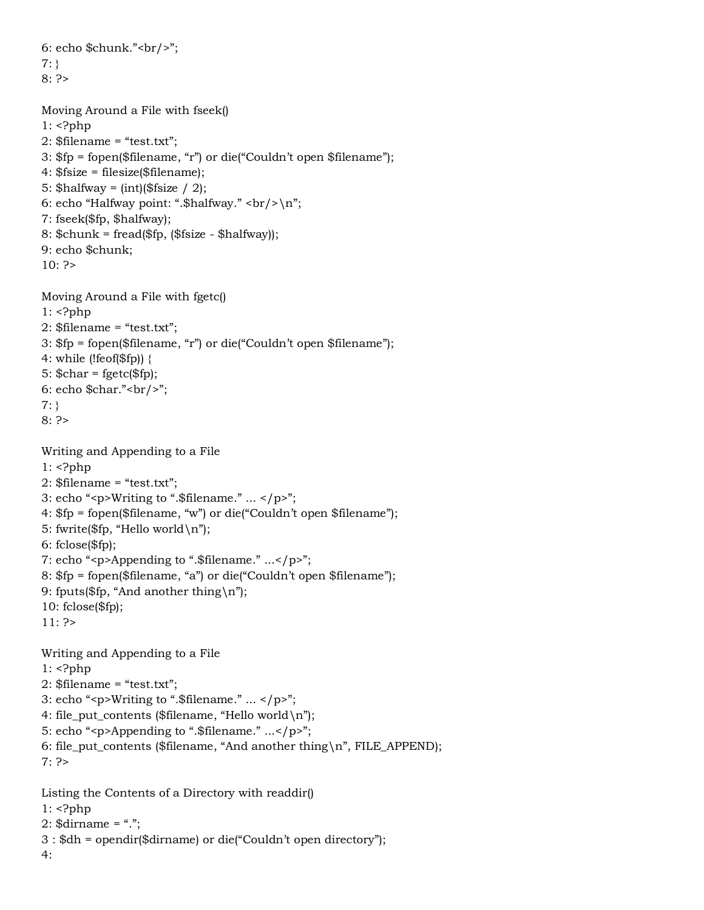```
6: echo $chunk."<br/>";
7: }
8: ?>
```

Moving Around a File with fseek()

```
1: <?php
2: $filename = "test.txt";
3: $fp = fopen($filename, "r") or die("Couldn't open $filename");
4: $fsize = filesize($filename);
5: $halfway = (int)($fsize / 2);
6: echo "Halfway point: ".$halfway." <br/>\n";
7: fseek($fp, $halfway);
8: $chunk = fread($fp, ($fsize - $halfway));
9: echo $chunk;
10: ?>
```

Moving Around a File with fgetc()

```
1: <?php
2: $filename = "test.txt";
3: $fp = fopen($filename, "r") or die("Couldn't open $filename");
4: while (!feof($fp)) {
5: $char = fgetc($fp);
6: echo $char."<br/>";
7: }
8: ?>
```

Writing and Appending to a File

```
1: <?php
2: $filename = "test.txt";
3: echo "<p>Writing to ".$filename." ... </p>";
4: $fp = fopen($filename, "w") or die("Couldn't open $filename");
5: fwrite($fp, "Hello world\n");
6: fclose($fp);
7: echo "<p>Appending to ".$filename." ...</p>";
8: $fp = fopen($filename, "a") or die("Couldn't open $filename");
9: fputs($fp, "And another thing\n");
10: fclose($fp);
11: ?>
```

Writing and Appending to a File

```
1: <?php
2: $filename = "test.txt";
3: echo "<p>Writing to ".$filename." ... </p>";
4: file_put_contents ($filename, "Hello world\n");
5: echo "<p>Appending to ".$filename." ...</p>";
6: file_put_contents ($filename, "And another thing\n", FILE_APPEND);
7: ?>
```

Listing the Contents of a Directory with readdir()

```
1: <?php
2: $dirname = ".";
3 : $dh = opendir($dirname) or die("Couldn't open directory");
4:
```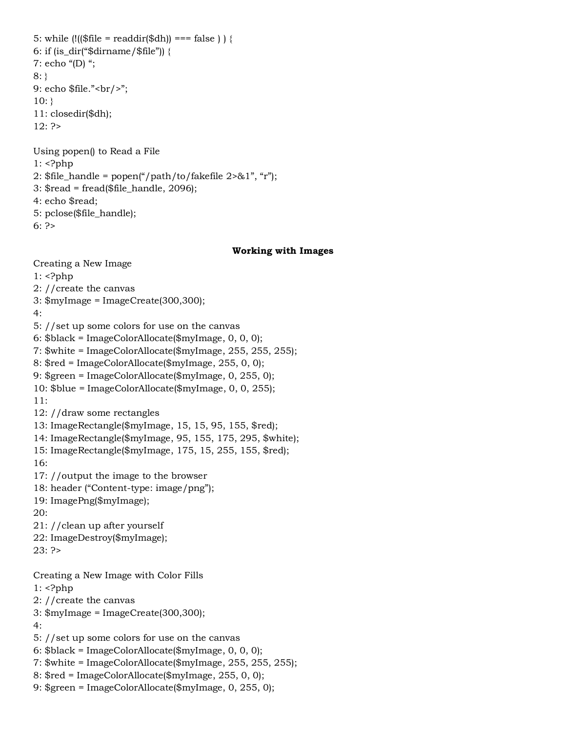```
5: while (!(($file = readdir($dh)) === false ) ) {
6: if (is_dir("$dirname/$file")) {
7: echo "(D) ";
8: }
9: echo $file."<br/>";
10: }
11: closedir($dh);
12: ?>
```

Using popen() to Read a File

```
1: <?php
2: $file_handle = popen("/path/to/fakefile 2>&1", "r");
3: $read = fread($file_handle, 2096);
4: echo $read;
5: pclose($file_handle);
6: ?>
```

## Working with Images

Creating a New Image

```
1: <?php
2: //create the canvas
3: $myImage = ImageCreate(300,300);
4:
5: //set up some colors for use on the canvas
6: $black = ImageColorAllocate($myImage, 0, 0, 0);
7: $white = ImageColorAllocate($myImage, 255, 255, 255);
8: $red = ImageColorAllocate($myImage, 255, 0, 0);
9: $green = ImageColorAllocate($myImage, 0, 255, 0);
10: $blue = ImageColorAllocate($myImage, 0, 0, 255);
11:
12: //draw some rectangles
13: ImageRectangle($myImage, 15, 15, 95, 155, $red);
14: ImageRectangle($myImage, 95, 155, 175, 295, $white);
15: ImageRectangle($myImage, 175, 15, 255, 155, $red);
16:
17: //output the image to the browser
18: header ("Content-type: image/png");
19: ImagePng($myImage);
20:
21: //clean up after yourself
22: ImageDestroy($myImage);
23: ?>
```

Creating a New Image with Color Fills

```
1: <?php
2: //create the canvas
3: $myImage = ImageCreate(300,300);
4:
5: //set up some colors for use on the canvas
6: $black = ImageColorAllocate($myImage, 0, 0, 0);
7: $white = ImageColorAllocate($myImage, 255, 255, 255);
8: $red = ImageColorAllocate($myImage, 255, 0, 0);
9: $green = ImageColorAllocate($myImage, 0, 255, 0);
```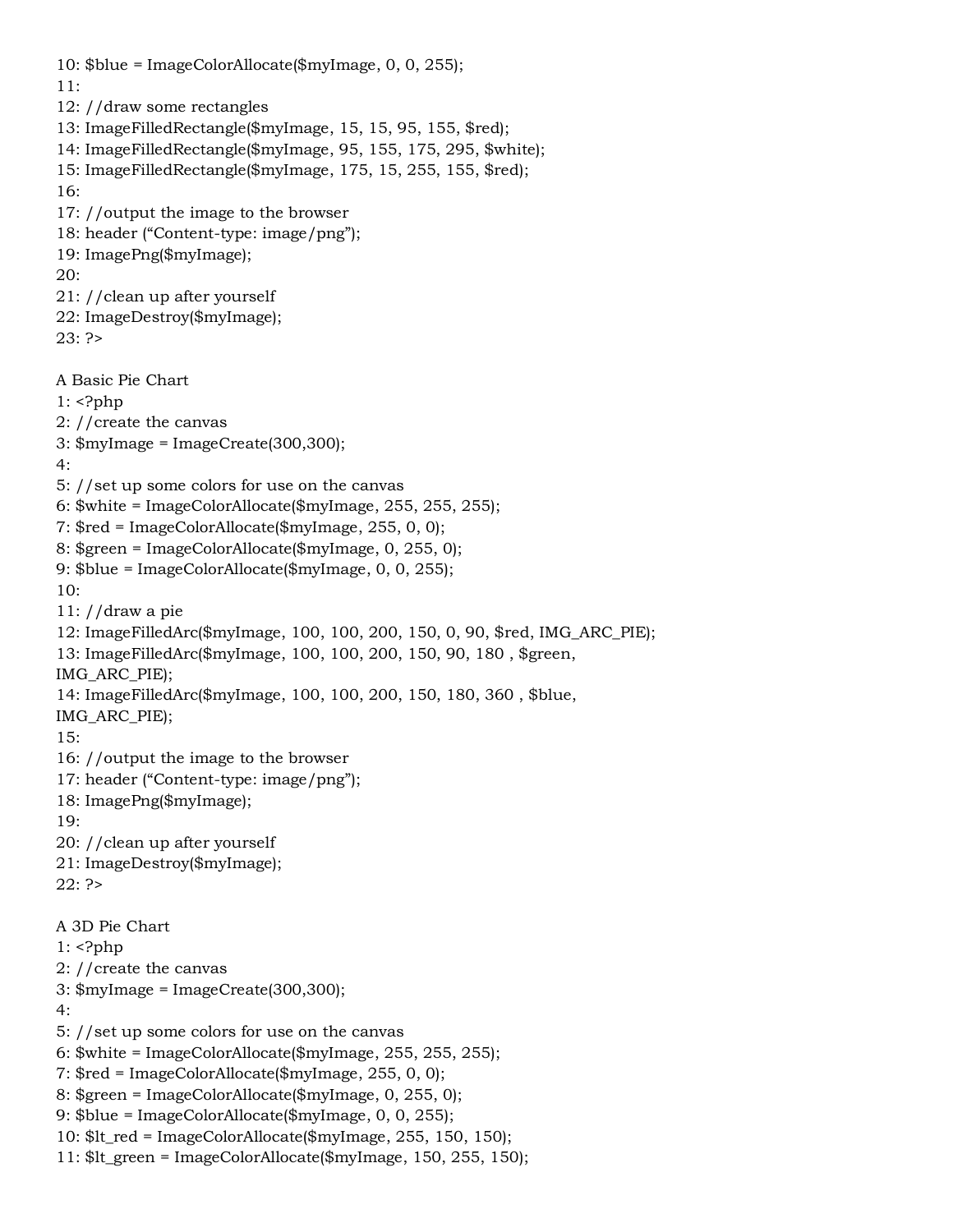```
10: $blue = ImageColorAllocate($myImage, 0, 0, 255);
11:
12: //draw some rectangles
13: ImageFilledRectangle($myImage, 15, 15, 95, 155, $red);
14: ImageFilledRectangle($myImage, 95, 155, 175, 295, $white);
15: ImageFilledRectangle($myImage, 175, 15, 255, 155, $red);
16:
17: //output the image to the browser
18: header ("Content-type: image/png");
19: ImagePng($myImage);
20:
21: //clean up after yourself
22: ImageDestroy($myImage);
23: ?>
```

A Basic Pie Chart

```
1: <?php
2: //create the canvas
3: $myImage = ImageCreate(300,300);
4:
5: //set up some colors for use on the canvas
6: $white = ImageColorAllocate($myImage, 255, 255, 255);
7: $red = ImageColorAllocate($myImage, 255, 0, 0);
8: $green = ImageColorAllocate($myImage, 0, 255, 0);
9: $blue = ImageColorAllocate($myImage, 0, 0, 255);
10:
11: //draw a pie
12: ImageFilledArc($myImage, 100, 100, 200, 150, 0, 90, $red, IMG_ARC_PIE);
13: ImageFilledArc($myImage, 100, 100, 200, 150, 90, 180 , $green,
IMG_ARC_PIE);
14: ImageFilledArc($myImage, 100, 100, 200, 150, 180, 360 , $blue,
IMG_ARC_PIE);
15:
16: //output the image to the browser
17: header ("Content-type: image/png");
18: ImagePng($myImage);
19:
20: //clean up after yourself
21: ImageDestroy($myImage);
22: ?>
```

A 3D Pie Chart

```
1: <?php
2: //create the canvas
3: $myImage = ImageCreate(300,300);
4:
5: //set up some colors for use on the canvas
6: $white = ImageColorAllocate($myImage, 255, 255, 255);
7: $red = ImageColorAllocate($myImage, 255, 0, 0);
8: $green = ImageColorAllocate($myImage, 0, 255, 0);
9: $blue = ImageColorAllocate($myImage, 0, 0, 255);
10: $lt_red = ImageColorAllocate($myImage, 255, 150, 150);
11: $lt_green = ImageColorAllocate($myImage, 150, 255, 150);
```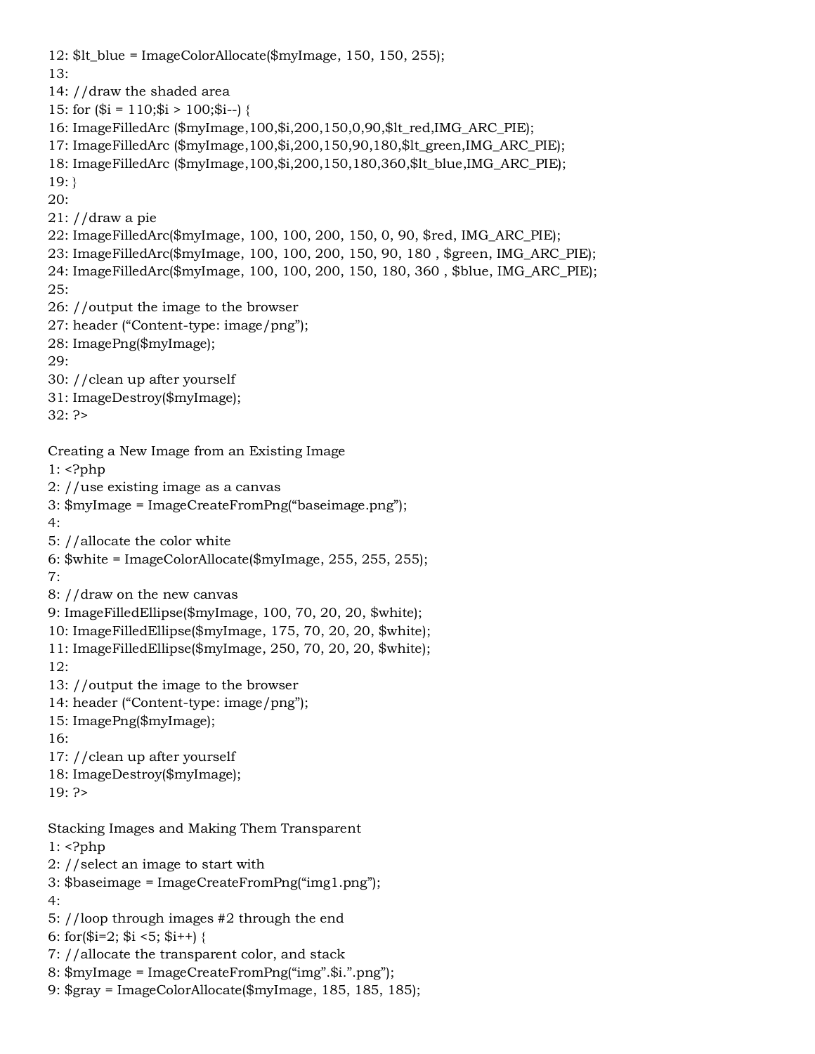```
12: $lt_blue = ImageColorAllocate($myImage, 150, 150, 255);
13:
14: //draw the shaded area
15: for ($i = 110;$i > 100;$i--) {
16: ImageFilledArc ($myImage,100,$i,200,150,0,90,$lt_red,IMG_ARC_PIE);
17: ImageFilledArc ($myImage,100,$i,200,150,90,180,$lt_green,IMG_ARC_PIE);
18: ImageFilledArc ($myImage,100,$i,200,150,180,360,$lt_blue,IMG_ARC_PIE);
19: }
20:
21: //draw a pie
22: ImageFilledArc($myImage, 100, 100, 200, 150, 0, 90, $red, IMG_ARC_PIE);
23: ImageFilledArc($myImage, 100, 100, 200, 150, 90, 180 , $green, IMG_ARC_PIE);
24: ImageFilledArc($myImage, 100, 100, 200, 150, 180, 360 , $blue, IMG_ARC_PIE);
25:
26: //output the image to the browser
27: header ("Content-type: image/png");
28: ImagePng($myImage);
29:
30: //clean up after yourself
31: ImageDestroy($myImage);
32: ?>
```

Creating a New Image from an Existing Image

```
1: <?php
2: //use existing image as a canvas
3: $myImage = ImageCreateFromPng("baseimage.png");
4:
5: //allocate the color white
6: $white = ImageColorAllocate($myImage, 255, 255, 255);
7:
8: //draw on the new canvas
9: ImageFilledEllipse($myImage, 100, 70, 20, 20, $white);
10: ImageFilledEllipse($myImage, 175, 70, 20, 20, $white);
11: ImageFilledEllipse($myImage, 250, 70, 20, 20, $white);
12:
13: //output the image to the browser
14: header ("Content-type: image/png");
15: ImagePng($myImage);
16:
17: //clean up after yourself
18: ImageDestroy($myImage);
19: ?>
```

Stacking Images and Making Them Transparent

```
1: <?php
2: //select an image to start with
3: $baseimage = ImageCreateFromPng("img1.png");
4:
5: //loop through images #2 through the end
6: for($i=2; $i <5; $i++) {
7: //allocate the transparent color, and stack
8: $myImage = ImageCreateFromPng("img".$i.".png");
9: $gray = ImageColorAllocate($myImage, 185, 185, 185);
```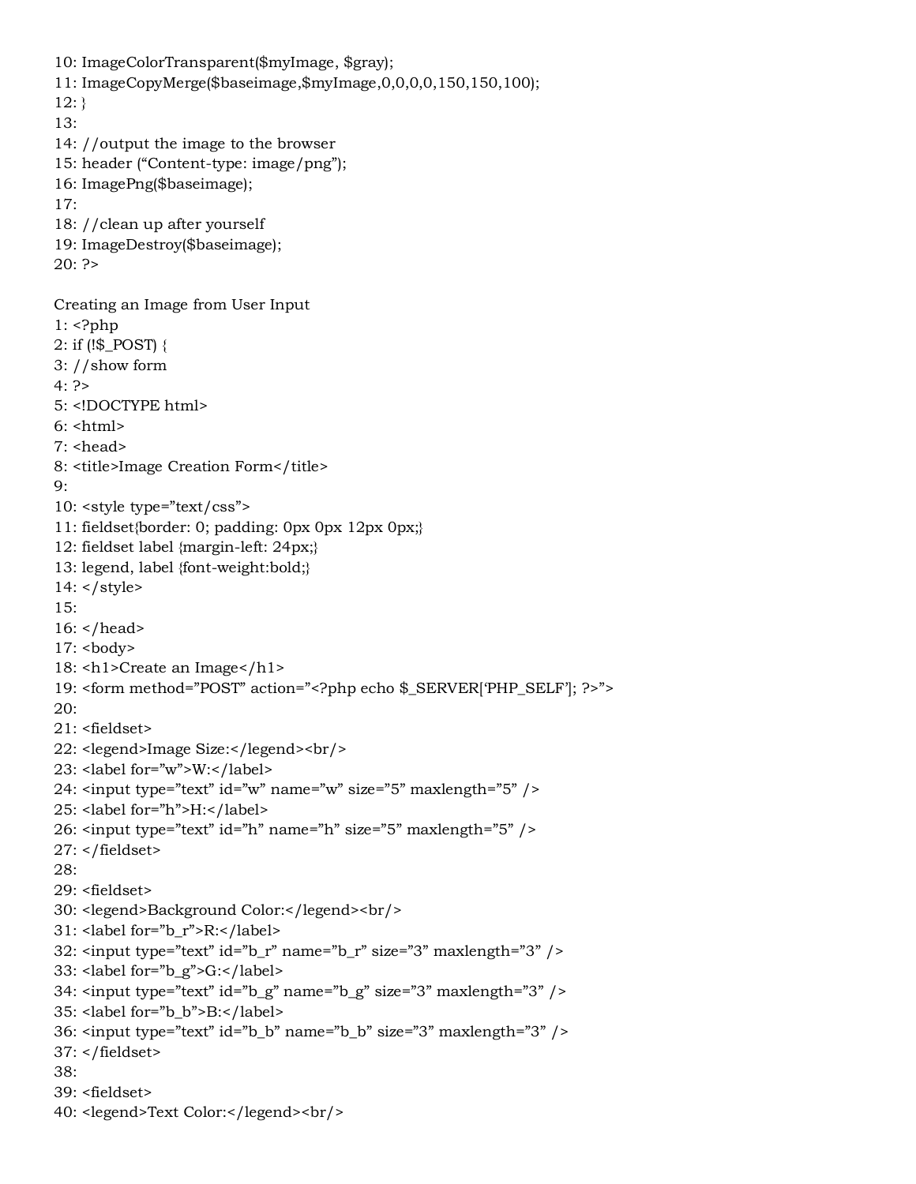```
10: ImageColorTransparent($myImage, $gray);
11: ImageCopyMerge($baseimage,$myImage,0,0,0,0,150,150,100);
12: }
13:
14: //output the image to the browser
15: header ("Content-type: image/png");
16: ImagePng($baseimage);
17:
18: //clean up after yourself
19: ImageDestroy($baseimage);
20: ?>
```

Creating an Image from User Input

```
1: <?php
2: if (!$_POST) {
3: //show form
4: ?>
5: <!DOCTYPE html>
6: <html>
7: <head>
8: <title>Image Creation Form</title>
9:
10: <style type="text/css">
11: fieldset{border: 0; padding: 0px 0px 12px 0px;}
12: fieldset label {margin-left: 24px;}
13: legend, label {font-weight:bold;}
14: </style>
15:
16: </head>
17: <body>
18: <h1>Create an Image</h1>
19: <form method="POST" action="<?php echo $_SERVER['PHP_SELF']; ?>">
20:
21: <fieldset>
22: <legend>Image Size:</legend><br/>
23: <label for="w">W:</label>
24: <input type="text" id="w" name="w" size="5" maxlength="5" />
25: <label for="h">H:</label>
26: <input type="text" id="h" name="h" size="5" maxlength="5" />
27: </fieldset>
28:
29: <fieldset>
30: <legend>Background Color:</legend><br/>
31: <label for="b_r">R:</label>
32: <input type="text" id="b_r" name="b_r" size="3" maxlength="3" />
33: <label for="b_g">G:</label>
34: <input type="text" id="b_g" name="b_g" size="3" maxlength="3" />
35: <label for="b_b">B:</label>
36: <input type="text" id="b_b" name="b_b" size="3" maxlength="3" />
37: </fieldset>
38:
39: <fieldset>
40: <legend>Text Color:</legend><br/>
```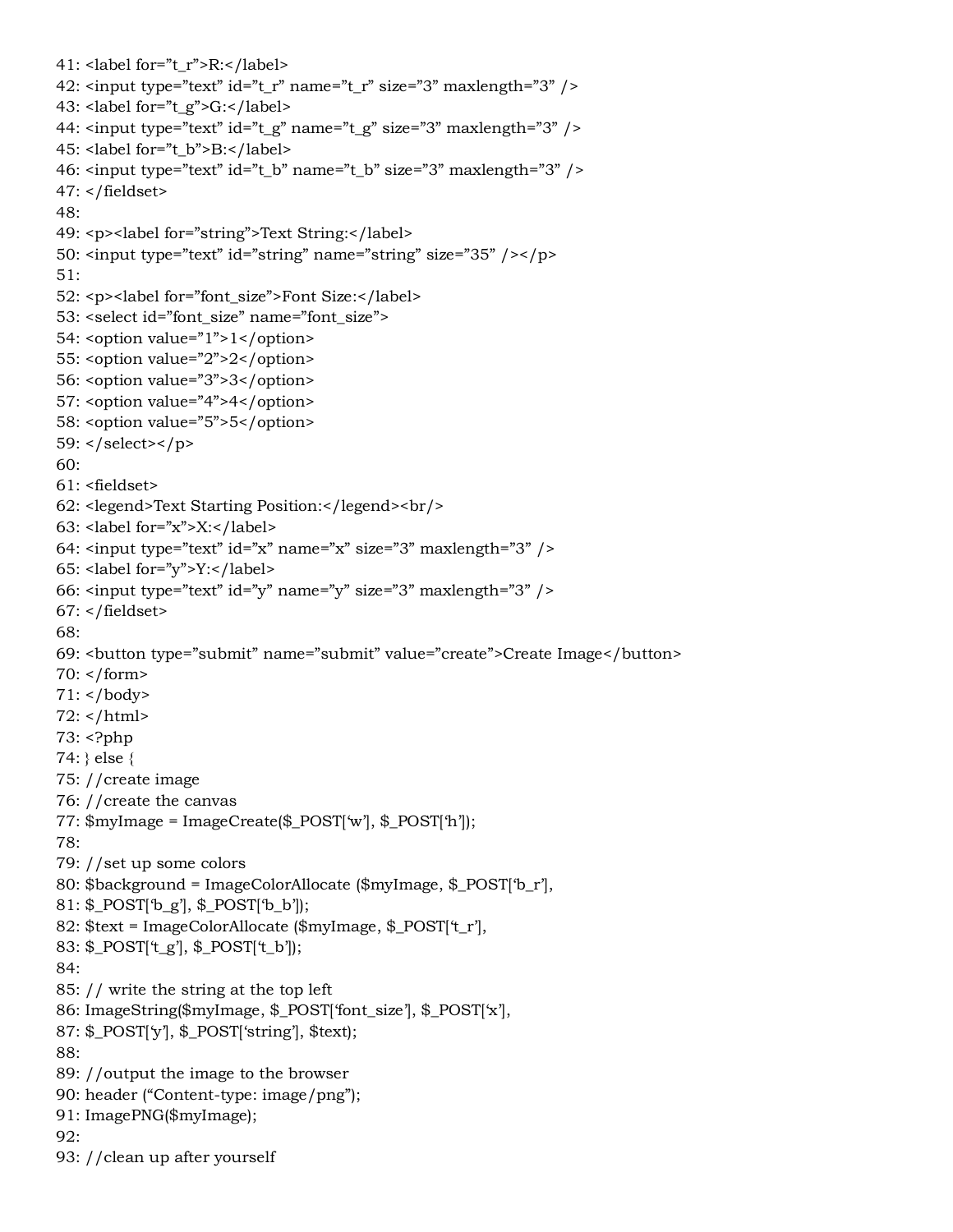```
41: <label for="t_r">R:</label>
42: <input type="text" id="t_r" name="t_r" size="3" maxlength="3" />
43: <label for="t_g">G:</label>
44: <input type="text" id="t_g" name="t_g" size="3" maxlength="3" />
45: <label for="t_b">B:</label>
46: <input type="text" id="t_b" name="t_b" size="3" maxlength="3" />
47: </fieldset>
48:
49: <p><label for="string">Text String:</label>
50: <input type="text" id="string" name="string" size="35" /></p>
51:
52: <p><label for="font_size">Font Size:</label>
53: <select id="font_size" name="font_size">
54: <option value="1">1</option>
55: <option value="2">2</option>
56: <option value="3">3</option>
57: <option value="4">4</option>
58: <option value="5">5</option>
59: </select></p>
60:
61: <fieldset>
62: <legend>Text Starting Position:</legend><br/>
63: <label for="x">X:</label>
64: <input type="text" id="x" name="x" size="3" maxlength="3" />
65: <label for="y">Y:</label>
66: <input type="text" id="y" name="y" size="3" maxlength="3" />
67: </fieldset>
68:
69: <button type="submit" name="submit" value="create">Create Image</button>
70: </form>
71: </body>
72: </html>
73: <?php
74: } else {
75: //create image
76: //create the canvas
77: $myImage = ImageCreate($_POST['w'], $_POST['h']);
78:
79: //set up some colors
80: $background = ImageColorAllocate ($myImage, $_POST['b_r'],
81: $_POST['b_g'], $_POST['b_b']);
82: $text = ImageColorAllocate ($myImage, $_POST['t_r'],
83: $_POST['t_g'], $_POST['t_b']);
84:
85: // write the string at the top left
86: ImageString($myImage, $_POST['font_size'], $_POST['x'],
87: $_POST['y'], $_POST['string'], $text);
88:
89: //output the image to the browser
90: header ("Content-type: image/png");
91: ImagePNG($myImage);
92:
93: //clean up after yourself
```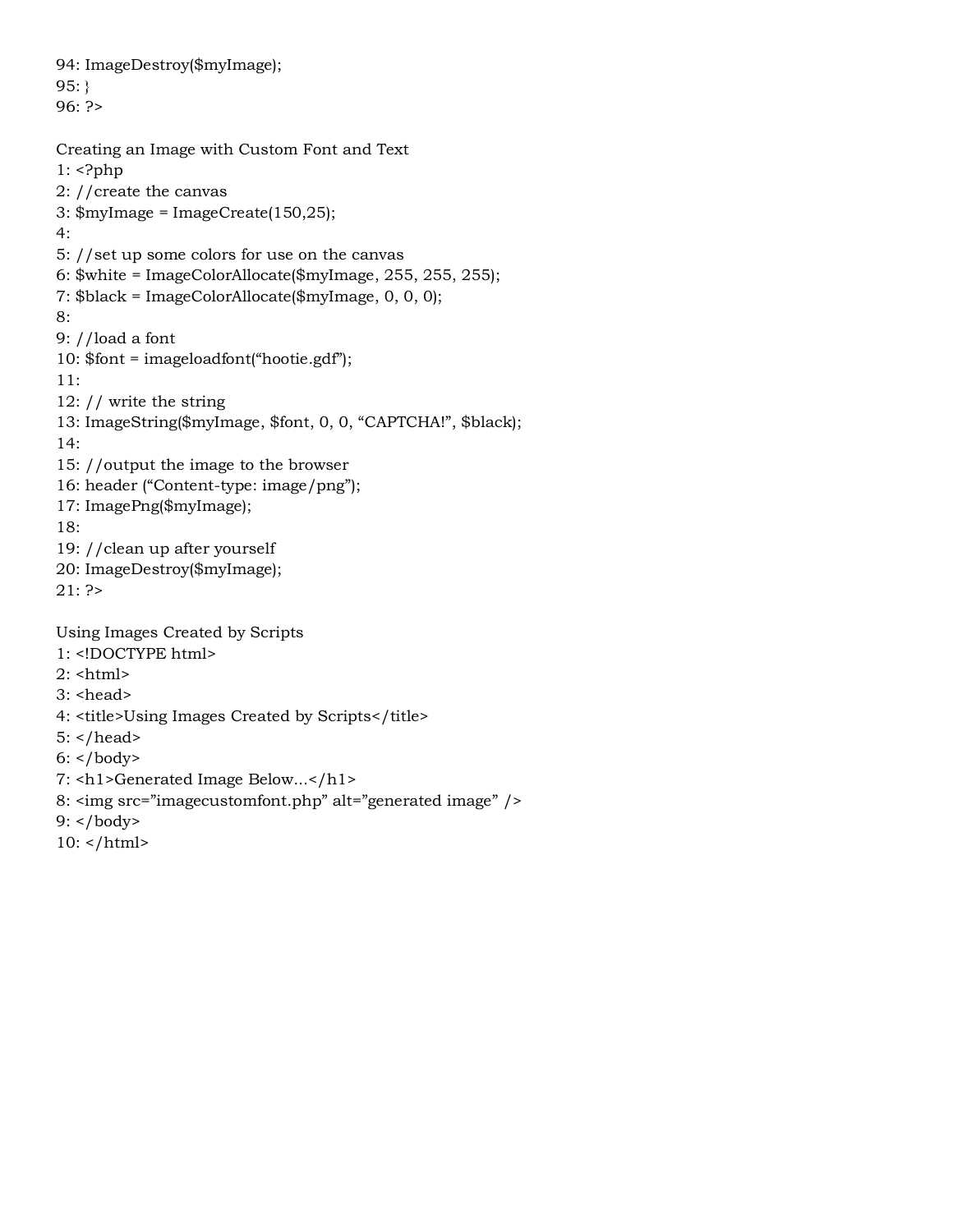```
94: ImageDestroy($myImage);
95: }
96: ?>
```

Creating an Image with Custom Font and Text

```
1: <?php
2: //create the canvas
3: $myImage = ImageCreate(150,25);
4:
5: //set up some colors for use on the canvas
6: $white = ImageColorAllocate($myImage, 255, 255, 255);
7: $black = ImageColorAllocate($myImage, 0, 0, 0);
8:
9: //load a font
10: $font = imageloadfont("hootie.gdf");
11:
12: // write the string
13: ImageString($myImage, $font, 0, 0, "CAPTCHA!", $black);
14:
15: //output the image to the browser
16: header ("Content-type: image/png");
17: ImagePng($myImage);
18:
19: //clean up after yourself
20: ImageDestroy($myImage);
21: ?>
```

Using Images Created by Scripts

```
1: <!DOCTYPE html>
2: <html>
3: <head>
4: <title>Using Images Created by Scripts</title>
5: </head>
6: </body>
7: <h1>Generated Image Below...</h1>
8: <img src="imagecustomfont.php" alt="generated image" />
9: </body>
10: </html>
```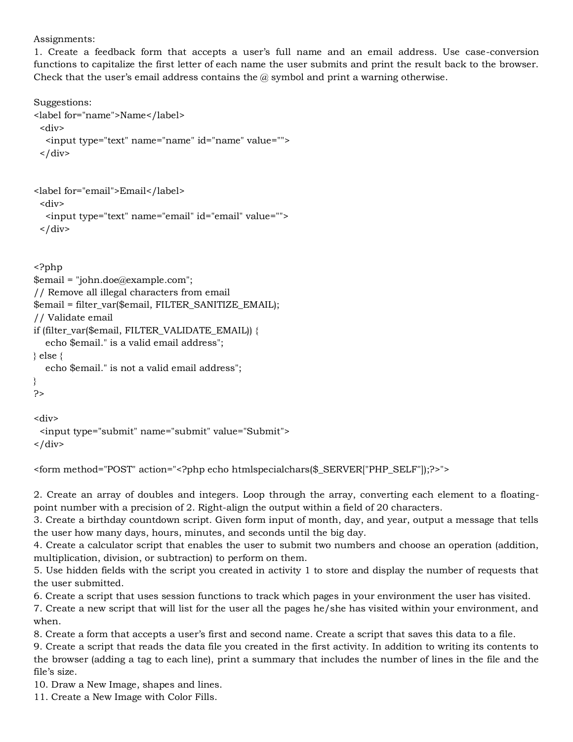Assignments:

1. Create a feedback form that accepts a user's full name and an email address. Use case-conversion functions to capitalize the first letter of each name the user submits and print the result back to the browser. Check that the user's email address contains the @ symbol and print a warning otherwise.

Suggestions:

```
<label for="name">Name</label>
  <div>
    <input type="text" name="name" id="name" value="">
  </div>


<label for="email">Email</label>
  <div>
    <input type="text" name="email" id="email" value="">
  </div>


<?php
$email = "john.doe@example.com";
// Remove all illegal characters from email
$email = filter_var($email, FILTER_SANITIZE_EMAIL);
// Validate email
if (filter_var($email, FILTER_VALIDATE_EMAIL)) {
   echo $email." is a valid email address";
} else {
   echo $email." is not a valid email address";
}
?>

<div>
  <input type="submit" name="submit" value="Submit">
</div>

<form method="POST" action="<?php echo htmlspecialchars($_SERVER["PHP_SELF"]);?>">
```

2. Create an array of doubles and integers. Loop through the array, converting each element to a floating-point number with a precision of 2. Right-align the output within a field of 20 characters.
3. Create a birthday countdown script. Given form input of month, day, and year, output a message that tells the user how many days, hours, minutes, and seconds until the big day.
4. Create a calculator script that enables the user to submit two numbers and choose an operation (addition, multiplication, division, or subtraction) to perform on them.
5. Use hidden fields with the script you created in activity 1 to store and display the number of requests that the user submitted.
6. Create a script that uses session functions to track which pages in your environment the user has visited.
7. Create a new script that will list for the user all the pages he/she has visited within your environment, and when.
8. Create a form that accepts a user's first and second name. Create a script that saves this data to a file.
9. Create a script that reads the data file you created in the first activity. In addition to writing its contents to the browser (adding a tag to each line), print a summary that includes the number of lines in the file and the file's size.
10. Draw a New Image, shapes and lines.
11. Create a New Image with Color Fills.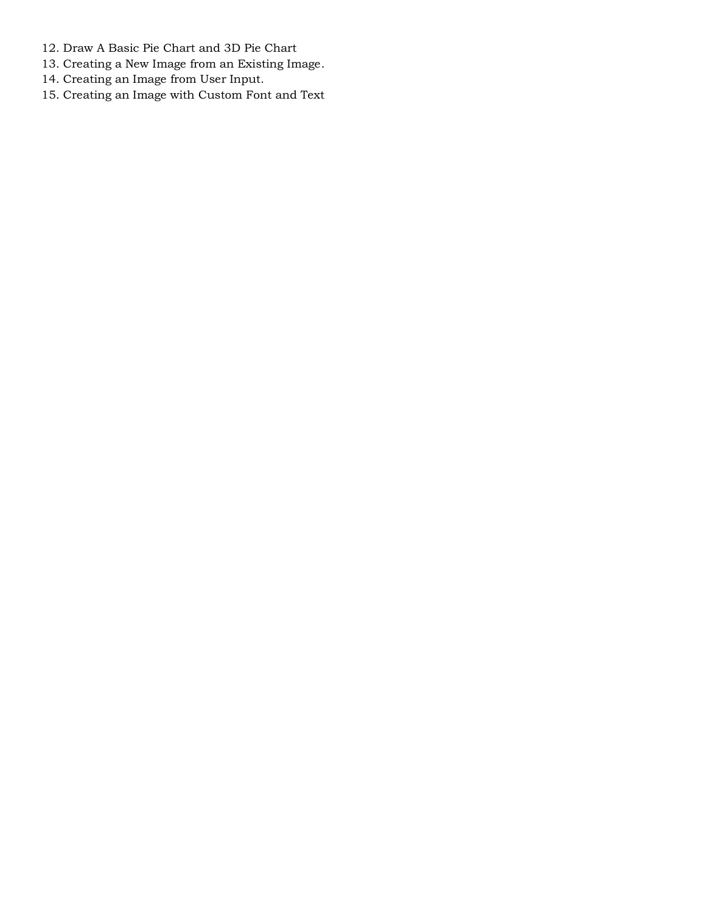12. Draw A Basic Pie Chart and 3D Pie Chart
13. Creating a New Image from an Existing Image.
14. Creating an Image from User Input.
15. Creating an Image with Custom Font and Text